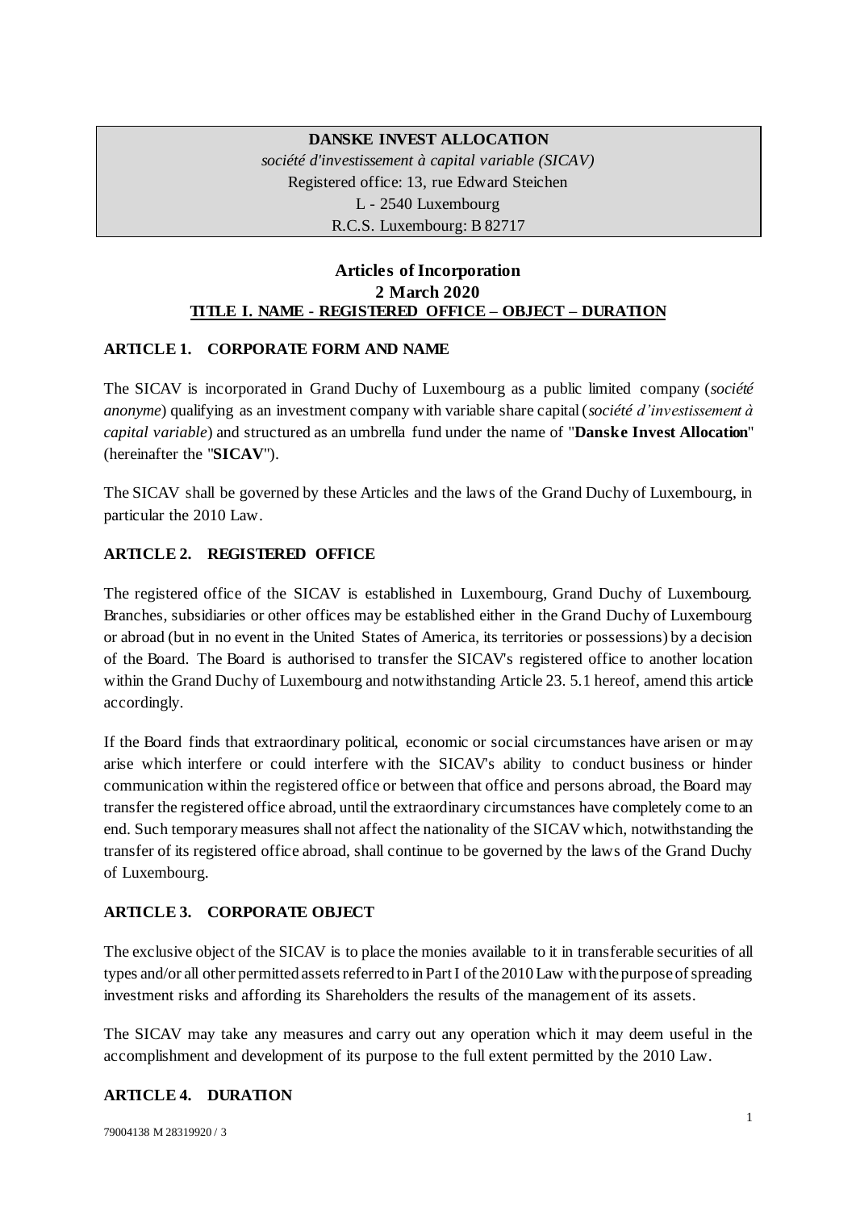**DANSKE INVEST ALLOCATION**

*société d'investissement à capital variable (SICAV)*

Registered office: 13, rue Edward Steichen

L - 2540 Luxembourg

R.C.S. Luxembourg: B 82717

# Articles of Incorporation

## 2 March 2020

## TITLE I. NAME - REGISTERED OFFICE – OBJECT – DURATION

### ARTICLE 1. CORPORATE FORM AND NAME

The SICAV is incorporated in Grand Duchy of Luxembourg as a public limited company (*société anonyme*) qualifying as an investment company with variable share capital (*société d'investissement à capital variable*) and structured as an umbrella fund under the name of "**Danske Invest Allocation**" (hereinafter the "**SICAV**").

The SICAV shall be governed by these Articles and the laws of the Grand Duchy of Luxembourg, in particular the 2010 Law.

### ARTICLE 2. REGISTERED OFFICE

The registered office of the SICAV is established in Luxembourg, Grand Duchy of Luxembourg. Branches, subsidiaries or other offices may be established either in the Grand Duchy of Luxembourg or abroad (but in no event in the United States of America, its territories or possessions) by a decision of the Board. The Board is authorised to transfer the SICAV's registered office to another location within the Grand Duchy of Luxembourg and notwithstanding Article 23. 5.1 hereof, amend this article accordingly.

If the Board finds that extraordinary political, economic or social circumstances have arisen or may arise which interfere or could interfere with the SICAV's ability to conduct business or hinder communication within the registered office or between that office and persons abroad, the Board may transfer the registered office abroad, until the extraordinary circumstances have completely come to an end. Such temporary measures shall not affect the nationality of the SICAV which, notwithstanding the transfer of its registered office abroad, shall continue to be governed by the laws of the Grand Duchy of Luxembourg.

### ARTICLE 3. CORPORATE OBJECT

The exclusive object of the SICAV is to place the monies available to it in transferable securities of all types and/or all other permitted assets referred to in Part I of the 2010 Law with the purpose of spreading investment risks and affording its Shareholders the results of the management of its assets.

The SICAV may take any measures and carry out any operation which it may deem useful in the accomplishment and development of its purpose to the full extent permitted by the 2010 Law.

### ARTICLE 4. DURATION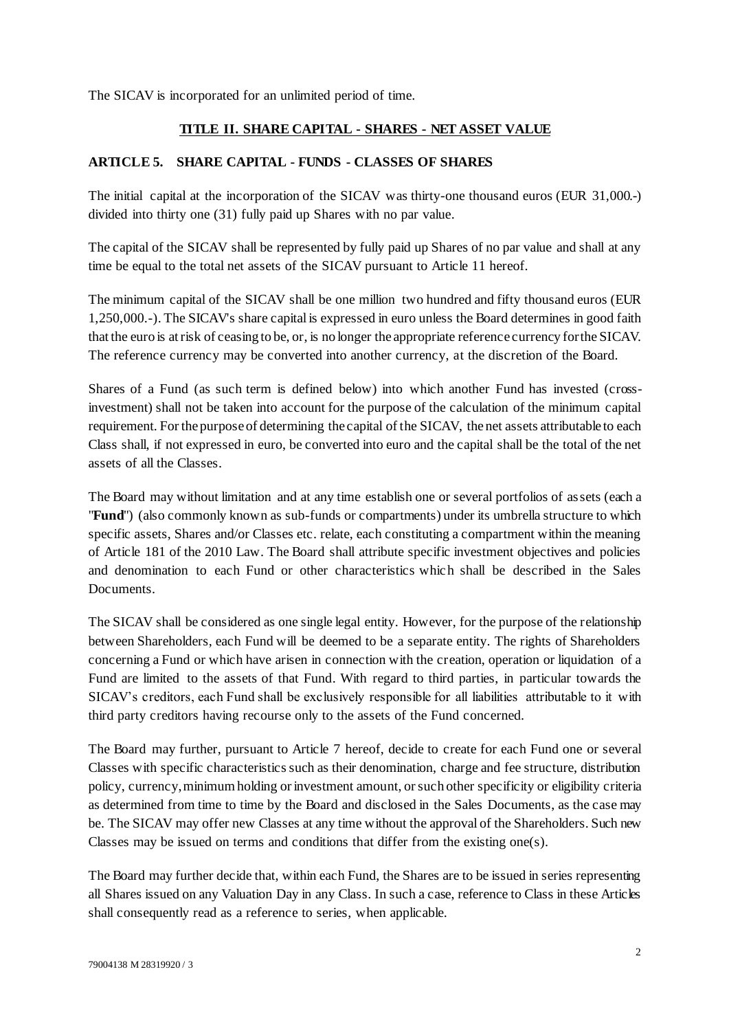The SICAV is incorporated for an unlimited period of time.

## TITLE II. SHARE CAPITAL - SHARES - NET ASSET VALUE

### ARTICLE 5. SHARE CAPITAL - FUNDS - CLASSES OF SHARES

The initial capital at the incorporation of the SICAV was thirty-one thousand euros (EUR 31,000.-) divided into thirty one (31) fully paid up Shares with no par value.

The capital of the SICAV shall be represented by fully paid up Shares of no par value and shall at any time be equal to the total net assets of the SICAV pursuant to Article 11 hereof.

The minimum capital of the SICAV shall be one million two hundred and fifty thousand euros (EUR 1,250,000.-). The SICAV's share capital is expressed in euro unless the Board determines in good faith that the euro is at risk of ceasing to be, or, is no longer the appropriate reference currency for the SICAV. The reference currency may be converted into another currency, at the discretion of the Board.

Shares of a Fund (as such term is defined below) into which another Fund has invested (cross-investment) shall not be taken into account for the purpose of the calculation of the minimum capital requirement. For the purpose of determining the capital of the SICAV, the net assets attributable to each Class shall, if not expressed in euro, be converted into euro and the capital shall be the total of the net assets of all the Classes.

The Board may without limitation and at any time establish one or several portfolios of assets (each a "**Fund**") (also commonly known as sub-funds or compartments) under its umbrella structure to which specific assets, Shares and/or Classes etc. relate, each constituting a compartment within the meaning of Article 181 of the 2010 Law. The Board shall attribute specific investment objectives and policies and denomination to each Fund or other characteristics which shall be described in the Sales Documents.

The SICAV shall be considered as one single legal entity. However, for the purpose of the relationship between Shareholders, each Fund will be deemed to be a separate entity. The rights of Shareholders concerning a Fund or which have arisen in connection with the creation, operation or liquidation of a Fund are limited to the assets of that Fund. With regard to third parties, in particular towards the SICAV's creditors, each Fund shall be exclusively responsible for all liabilities attributable to it with third party creditors having recourse only to the assets of the Fund concerned.

The Board may further, pursuant to Article 7 hereof, decide to create for each Fund one or several Classes with specific characteristics such as their denomination, charge and fee structure, distribution policy, currency, minimum holding or investment amount, or such other specificity or eligibility criteria as determined from time to time by the Board and disclosed in the Sales Documents, as the case may be. The SICAV may offer new Classes at any time without the approval of the Shareholders. Such new Classes may be issued on terms and conditions that differ from the existing one(s).

The Board may further decide that, within each Fund, the Shares are to be issued in series representing all Shares issued on any Valuation Day in any Class. In such a case, reference to Class in these Articles shall consequently read as a reference to series, when applicable.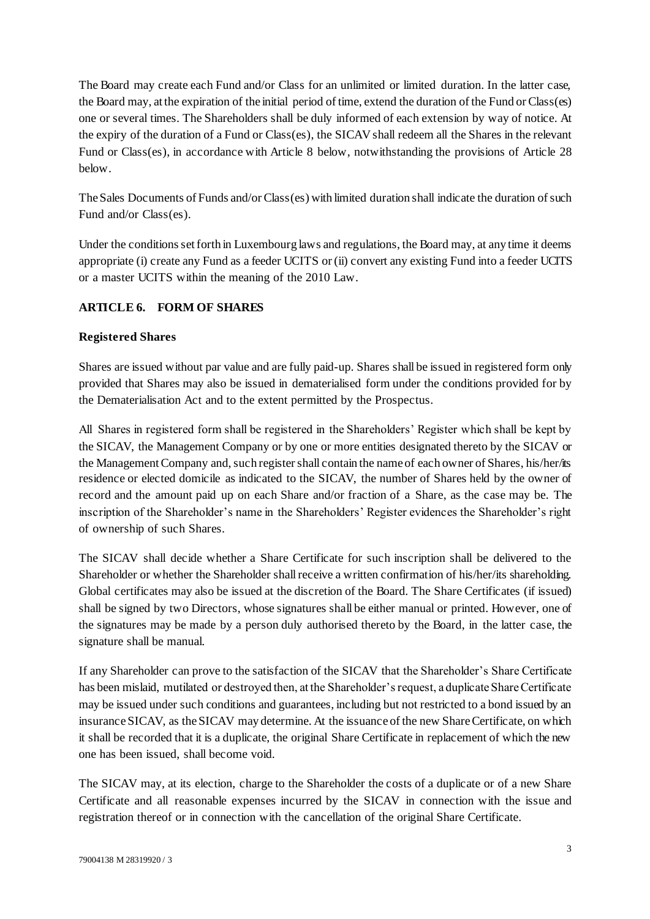The Board may create each Fund and/or Class for an unlimited or limited duration. In the latter case, the Board may, at the expiration of the initial period of time, extend the duration of the Fund or Class(es) one or several times. The Shareholders shall be duly informed of each extension by way of notice. At the expiry of the duration of a Fund or Class(es), the SICAV shall redeem all the Shares in the relevant Fund or Class(es), in accordance with Article 8 below, notwithstanding the provisions of Article 28 below.

The Sales Documents of Funds and/or Class(es) with limited duration shall indicate the duration of such Fund and/or Class(es).

Under the conditions set forth in Luxembourg laws and regulations, the Board may, at any time it deems appropriate (i) create any Fund as a feeder UCITS or (ii) convert any existing Fund into a feeder UCITS or a master UCITS within the meaning of the 2010 Law.

## ARTICLE 6. FORM OF SHARES

### Registered Shares

Shares are issued without par value and are fully paid-up. Shares shall be issued in registered form only provided that Shares may also be issued in dematerialised form under the conditions provided for by the Dematerialisation Act and to the extent permitted by the Prospectus.

All Shares in registered form shall be registered in the Shareholders' Register which shall be kept by the SICAV, the Management Company or by one or more entities designated thereto by the SICAV or the Management Company and, such register shall contain the name of each owner of Shares, his/her/its residence or elected domicile as indicated to the SICAV, the number of Shares held by the owner of record and the amount paid up on each Share and/or fraction of a Share, as the case may be. The inscription of the Shareholder's name in the Shareholders' Register evidences the Shareholder's right of ownership of such Shares.

The SICAV shall decide whether a Share Certificate for such inscription shall be delivered to the Shareholder or whether the Shareholder shall receive a written confirmation of his/her/its shareholding. Global certificates may also be issued at the discretion of the Board. The Share Certificates (if issued) shall be signed by two Directors, whose signatures shall be either manual or printed. However, one of the signatures may be made by a person duly authorised thereto by the Board, in the latter case, the signature shall be manual.

If any Shareholder can prove to the satisfaction of the SICAV that the Shareholder's Share Certificate has been mislaid, mutilated or destroyed then, at the Shareholder's request, a duplicate Share Certificate may be issued under such conditions and guarantees, including but not restricted to a bond issued by an insurance SICAV, as the SICAV may determine. At the issuance of the new Share Certificate, on which it shall be recorded that it is a duplicate, the original Share Certificate in replacement of which the new one has been issued, shall become void.

The SICAV may, at its election, charge to the Shareholder the costs of a duplicate or of a new Share Certificate and all reasonable expenses incurred by the SICAV in connection with the issue and registration thereof or in connection with the cancellation of the original Share Certificate.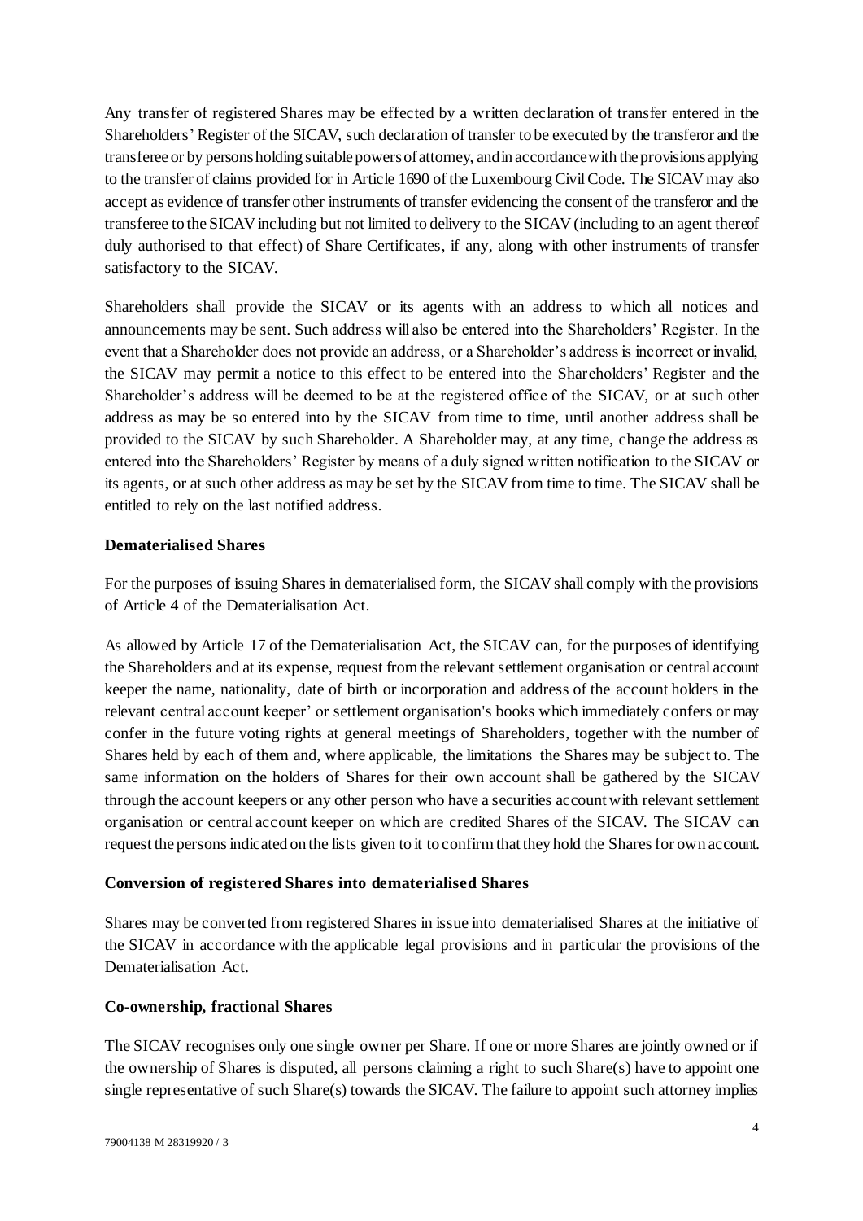Any transfer of registered Shares may be effected by a written declaration of transfer entered in the Shareholders' Register of the SICAV, such declaration of transfer to be executed by the transferor and the transferee or by persons holding suitable powers of attorney, and in accordance with the provisions applying to the transfer of claims provided for in Article 1690 of the Luxembourg Civil Code. The SICAV may also accept as evidence of transfer other instruments of transfer evidencing the consent of the transferor and the transferee to the SICAV including but not limited to delivery to the SICAV (including to an agent thereof duly authorised to that effect) of Share Certificates, if any, along with other instruments of transfer satisfactory to the SICAV.

Shareholders shall provide the SICAV or its agents with an address to which all notices and announcements may be sent. Such address will also be entered into the Shareholders' Register. In the event that a Shareholder does not provide an address, or a Shareholder's address is incorrect or invalid, the SICAV may permit a notice to this effect to be entered into the Shareholders' Register and the Shareholder's address will be deemed to be at the registered office of the SICAV, or at such other address as may be so entered into by the SICAV from time to time, until another address shall be provided to the SICAV by such Shareholder. A Shareholder may, at any time, change the address as entered into the Shareholders' Register by means of a duly signed written notification to the SICAV or its agents, or at such other address as may be set by the SICAV from time to time. The SICAV shall be entitled to rely on the last notified address.

**Dematerialised Shares**

For the purposes of issuing Shares in dematerialised form, the SICAV shall comply with the provisions of Article 4 of the Dematerialisation Act.

As allowed by Article 17 of the Dematerialisation Act, the SICAV can, for the purposes of identifying the Shareholders and at its expense, request from the relevant settlement organisation or central account keeper the name, nationality, date of birth or incorporation and address of the account holders in the relevant central account keeper' or settlement organisation's books which immediately confers or may confer in the future voting rights at general meetings of Shareholders, together with the number of Shares held by each of them and, where applicable, the limitations the Shares may be subject to. The same information on the holders of Shares for their own account shall be gathered by the SICAV through the account keepers or any other person who have a securities account with relevant settlement organisation or central account keeper on which are credited Shares of the SICAV. The SICAV can request the persons indicated on the lists given to it to confirm that they hold the Shares for own account.

**Conversion of registered Shares into dematerialised Shares**

Shares may be converted from registered Shares in issue into dematerialised Shares at the initiative of the SICAV in accordance with the applicable legal provisions and in particular the provisions of the Dematerialisation Act.

**Co-ownership, fractional Shares**

The SICAV recognises only one single owner per Share. If one or more Shares are jointly owned or if the ownership of Shares is disputed, all persons claiming a right to such Share(s) have to appoint one single representative of such Share(s) towards the SICAV. The failure to appoint such attorney implies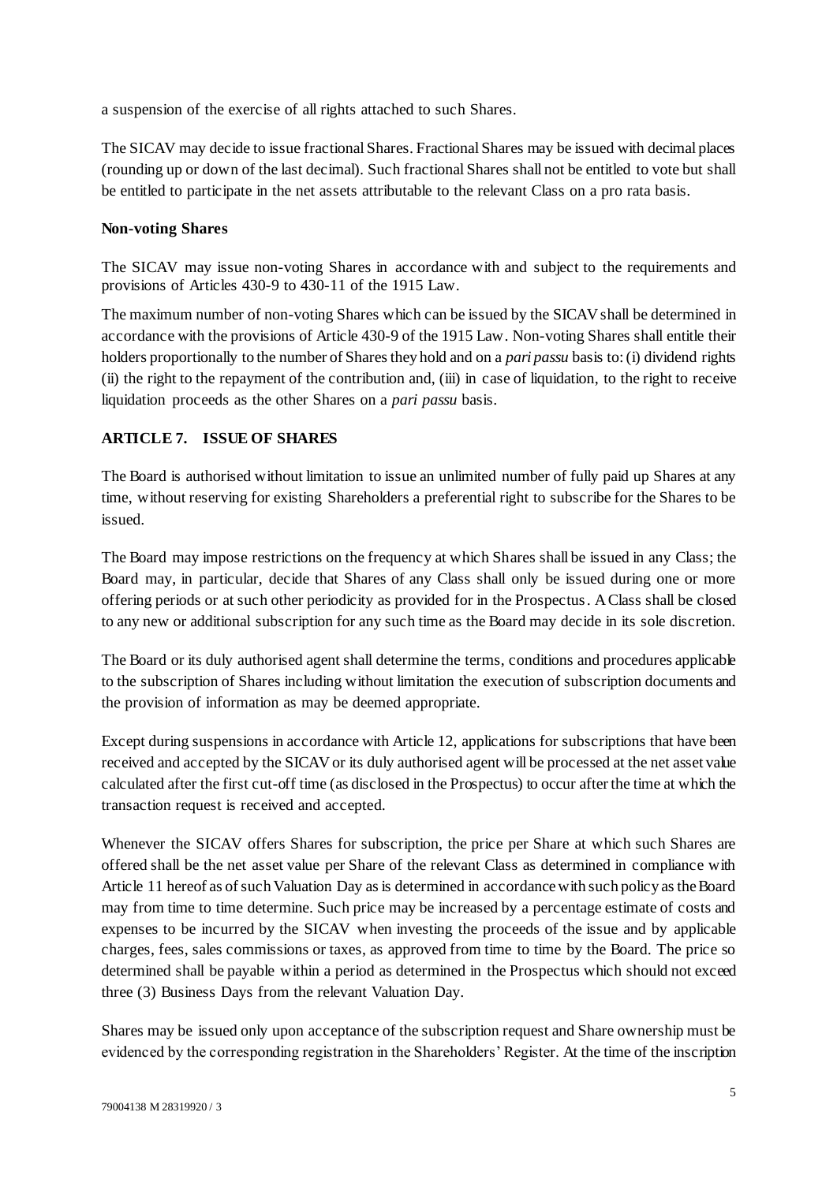a suspension of the exercise of all rights attached to such Shares.

The SICAV may decide to issue fractional Shares. Fractional Shares may be issued with decimal places (rounding up or down of the last decimal). Such fractional Shares shall not be entitled to vote but shall be entitled to participate in the net assets attributable to the relevant Class on a pro rata basis.

**Non-voting Shares**

The SICAV may issue non-voting Shares in accordance with and subject to the requirements and provisions of Articles 430-9 to 430-11 of the 1915 Law.

The maximum number of non-voting Shares which can be issued by the SICAV shall be determined in accordance with the provisions of Article 430-9 of the 1915 Law. Non-voting Shares shall entitle their holders proportionally to the number of Shares they hold and on a *pari passu* basis to: (i) dividend rights (ii) the right to the repayment of the contribution and, (iii) in case of liquidation, to the right to receive liquidation proceeds as the other Shares on a *pari passu* basis.

## ARTICLE 7. ISSUE OF SHARES

The Board is authorised without limitation to issue an unlimited number of fully paid up Shares at any time, without reserving for existing Shareholders a preferential right to subscribe for the Shares to be issued.

The Board may impose restrictions on the frequency at which Shares shall be issued in any Class; the Board may, in particular, decide that Shares of any Class shall only be issued during one or more offering periods or at such other periodicity as provided for in the Prospectus. A Class shall be closed to any new or additional subscription for any such time as the Board may decide in its sole discretion.

The Board or its duly authorised agent shall determine the terms, conditions and procedures applicable to the subscription of Shares including without limitation the execution of subscription documents and the provision of information as may be deemed appropriate.

Except during suspensions in accordance with Article 12, applications for subscriptions that have been received and accepted by the SICAV or its duly authorised agent will be processed at the net asset value calculated after the first cut-off time (as disclosed in the Prospectus) to occur after the time at which the transaction request is received and accepted.

Whenever the SICAV offers Shares for subscription, the price per Share at which such Shares are offered shall be the net asset value per Share of the relevant Class as determined in compliance with Article 11 hereof as of such Valuation Day as is determined in accordance with such policy as the Board may from time to time determine. Such price may be increased by a percentage estimate of costs and expenses to be incurred by the SICAV when investing the proceeds of the issue and by applicable charges, fees, sales commissions or taxes, as approved from time to time by the Board. The price so determined shall be payable within a period as determined in the Prospectus which should not exceed three (3) Business Days from the relevant Valuation Day.

Shares may be issued only upon acceptance of the subscription request and Share ownership must be evidenced by the corresponding registration in the Shareholders' Register. At the time of the inscription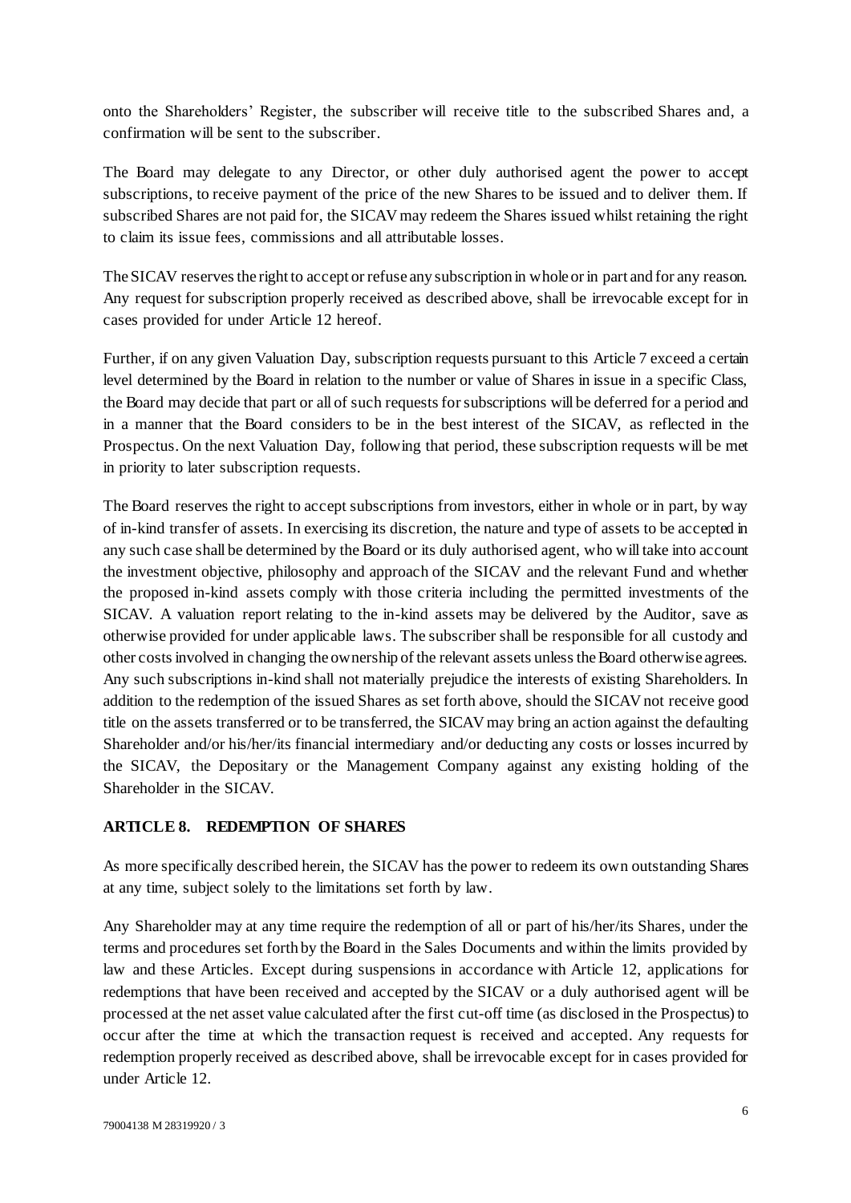onto the Shareholders' Register, the subscriber will receive title to the subscribed Shares and, a confirmation will be sent to the subscriber.

The Board may delegate to any Director, or other duly authorised agent the power to accept subscriptions, to receive payment of the price of the new Shares to be issued and to deliver them. If subscribed Shares are not paid for, the SICAV may redeem the Shares issued whilst retaining the right to claim its issue fees, commissions and all attributable losses.

The SICAV reserves the right to accept or refuse any subscription in whole or in part and for any reason. Any request for subscription properly received as described above, shall be irrevocable except for in cases provided for under Article 12 hereof.

Further, if on any given Valuation Day, subscription requests pursuant to this Article 7 exceed a certain level determined by the Board in relation to the number or value of Shares in issue in a specific Class, the Board may decide that part or all of such requests for subscriptions will be deferred for a period and in a manner that the Board considers to be in the best interest of the SICAV, as reflected in the Prospectus. On the next Valuation Day, following that period, these subscription requests will be met in priority to later subscription requests.

The Board reserves the right to accept subscriptions from investors, either in whole or in part, by way of in-kind transfer of assets. In exercising its discretion, the nature and type of assets to be accepted in any such case shall be determined by the Board or its duly authorised agent, who will take into account the investment objective, philosophy and approach of the SICAV and the relevant Fund and whether the proposed in-kind assets comply with those criteria including the permitted investments of the SICAV. A valuation report relating to the in-kind assets may be delivered by the Auditor, save as otherwise provided for under applicable laws. The subscriber shall be responsible for all custody and other costs involved in changing the ownership of the relevant assets unless the Board otherwise agrees. Any such subscriptions in-kind shall not materially prejudice the interests of existing Shareholders. In addition to the redemption of the issued Shares as set forth above, should the SICAV not receive good title on the assets transferred or to be transferred, the SICAV may bring an action against the defaulting Shareholder and/or his/her/its financial intermediary and/or deducting any costs or losses incurred by the SICAV, the Depositary or the Management Company against any existing holding of the Shareholder in the SICAV.

## ARTICLE 8. REDEMPTION OF SHARES

As more specifically described herein, the SICAV has the power to redeem its own outstanding Shares at any time, subject solely to the limitations set forth by law.

Any Shareholder may at any time require the redemption of all or part of his/her/its Shares, under the terms and procedures set forth by the Board in the Sales Documents and within the limits provided by law and these Articles. Except during suspensions in accordance with Article 12, applications for redemptions that have been received and accepted by the SICAV or a duly authorised agent will be processed at the net asset value calculated after the first cut-off time (as disclosed in the Prospectus) to occur after the time at which the transaction request is received and accepted. Any requests for redemption properly received as described above, shall be irrevocable except for in cases provided for under Article 12.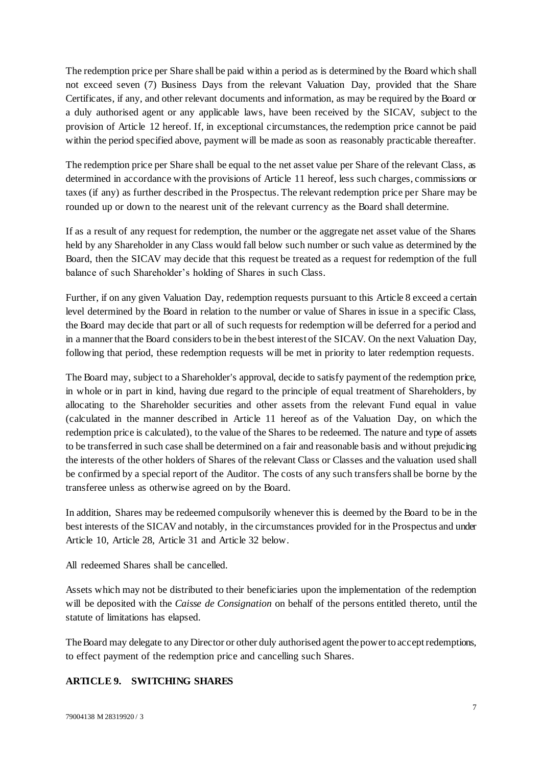The redemption price per Share shall be paid within a period as is determined by the Board which shall not exceed seven (7) Business Days from the relevant Valuation Day, provided that the Share Certificates, if any, and other relevant documents and information, as may be required by the Board or a duly authorised agent or any applicable laws, have been received by the SICAV, subject to the provision of Article 12 hereof. If, in exceptional circumstances, the redemption price cannot be paid within the period specified above, payment will be made as soon as reasonably practicable thereafter.

The redemption price per Share shall be equal to the net asset value per Share of the relevant Class, as determined in accordance with the provisions of Article 11 hereof, less such charges, commissions or taxes (if any) as further described in the Prospectus. The relevant redemption price per Share may be rounded up or down to the nearest unit of the relevant currency as the Board shall determine.

If as a result of any request for redemption, the number or the aggregate net asset value of the Shares held by any Shareholder in any Class would fall below such number or such value as determined by the Board, then the SICAV may decide that this request be treated as a request for redemption of the full balance of such Shareholder's holding of Shares in such Class.

Further, if on any given Valuation Day, redemption requests pursuant to this Article 8 exceed a certain level determined by the Board in relation to the number or value of Shares in issue in a specific Class, the Board may decide that part or all of such requests for redemption will be deferred for a period and in a manner that the Board considers to be in the best interest of the SICAV. On the next Valuation Day, following that period, these redemption requests will be met in priority to later redemption requests.

The Board may, subject to a Shareholder's approval, decide to satisfy payment of the redemption price, in whole or in part in kind, having due regard to the principle of equal treatment of Shareholders, by allocating to the Shareholder securities and other assets from the relevant Fund equal in value (calculated in the manner described in Article 11 hereof as of the Valuation Day, on which the redemption price is calculated), to the value of the Shares to be redeemed. The nature and type of assets to be transferred in such case shall be determined on a fair and reasonable basis and without prejudicing the interests of the other holders of Shares of the relevant Class or Classes and the valuation used shall be confirmed by a special report of the Auditor. The costs of any such transfers shall be borne by the transferee unless as otherwise agreed on by the Board.

In addition, Shares may be redeemed compulsorily whenever this is deemed by the Board to be in the best interests of the SICAV and notably, in the circumstances provided for in the Prospectus and under Article 10, Article 28, Article 31 and Article 32 below.

All redeemed Shares shall be cancelled.

Assets which may not be distributed to their beneficiaries upon the implementation of the redemption will be deposited with the *Caisse de Consignation* on behalf of the persons entitled thereto, until the statute of limitations has elapsed.

The Board may delegate to any Director or other duly authorised agent the power to accept redemptions, to effect payment of the redemption price and cancelling such Shares.

## ARTICLE 9. SWITCHING SHARES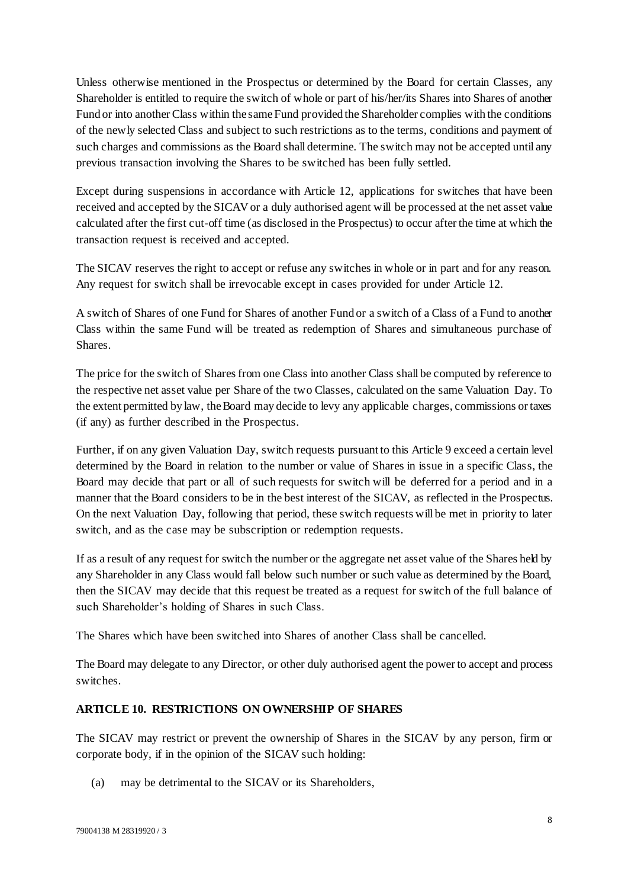Unless otherwise mentioned in the Prospectus or determined by the Board for certain Classes, any Shareholder is entitled to require the switch of whole or part of his/her/its Shares into Shares of another Fund or into another Class within the same Fund provided the Shareholder complies with the conditions of the newly selected Class and subject to such restrictions as to the terms, conditions and payment of such charges and commissions as the Board shall determine. The switch may not be accepted until any previous transaction involving the Shares to be switched has been fully settled.

Except during suspensions in accordance with Article 12, applications for switches that have been received and accepted by the SICAV or a duly authorised agent will be processed at the net asset value calculated after the first cut-off time (as disclosed in the Prospectus) to occur after the time at which the transaction request is received and accepted.

The SICAV reserves the right to accept or refuse any switches in whole or in part and for any reason. Any request for switch shall be irrevocable except in cases provided for under Article 12.

A switch of Shares of one Fund for Shares of another Fund or a switch of a Class of a Fund to another Class within the same Fund will be treated as redemption of Shares and simultaneous purchase of Shares.

The price for the switch of Shares from one Class into another Class shall be computed by reference to the respective net asset value per Share of the two Classes, calculated on the same Valuation Day. To the extent permitted by law, the Board may decide to levy any applicable charges, commissions or taxes (if any) as further described in the Prospectus.

Further, if on any given Valuation Day, switch requests pursuant to this Article 9 exceed a certain level determined by the Board in relation to the number or value of Shares in issue in a specific Class, the Board may decide that part or all of such requests for switch will be deferred for a period and in a manner that the Board considers to be in the best interest of the SICAV, as reflected in the Prospectus. On the next Valuation Day, following that period, these switch requests will be met in priority to later switch, and as the case may be subscription or redemption requests.

If as a result of any request for switch the number or the aggregate net asset value of the Shares held by any Shareholder in any Class would fall below such number or such value as determined by the Board, then the SICAV may decide that this request be treated as a request for switch of the full balance of such Shareholder's holding of Shares in such Class.

The Shares which have been switched into Shares of another Class shall be cancelled.

The Board may delegate to any Director, or other duly authorised agent the power to accept and process switches.

## ARTICLE 10. RESTRICTIONS ON OWNERSHIP OF SHARES

The SICAV may restrict or prevent the ownership of Shares in the SICAV by any person, firm or corporate body, if in the opinion of the SICAV such holding:

(a) may be detrimental to the SICAV or its Shareholders,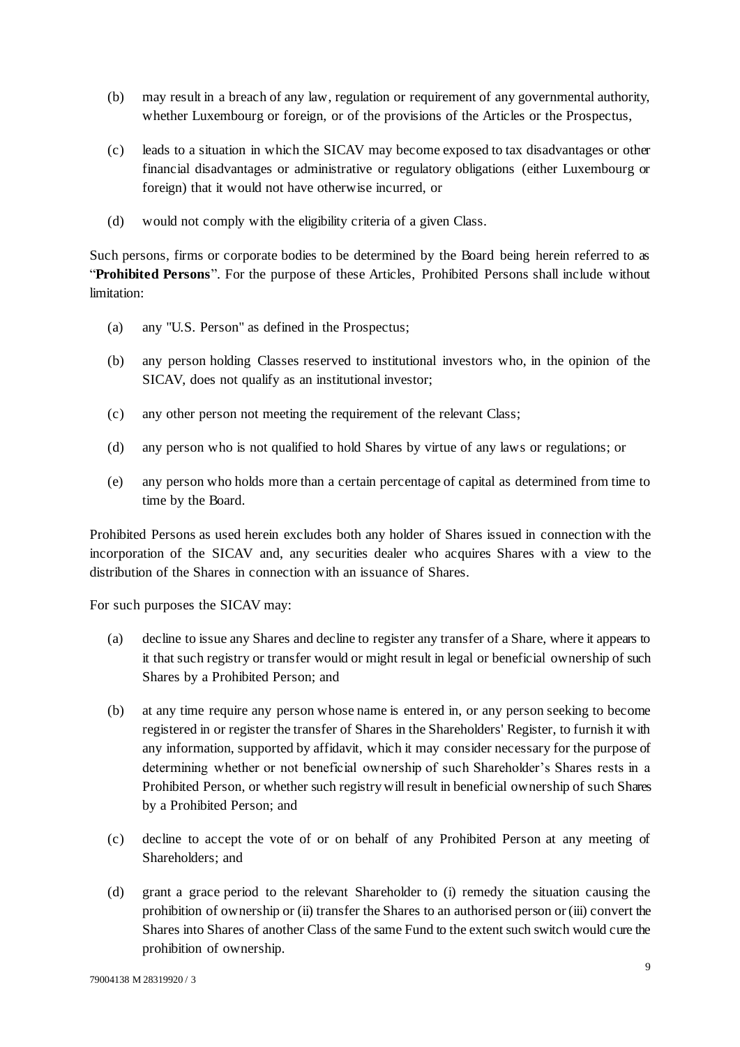(b) may result in a breach of any law, regulation or requirement of any governmental authority, whether Luxembourg or foreign, or of the provisions of the Articles or the Prospectus,

(c) leads to a situation in which the SICAV may become exposed to tax disadvantages or other financial disadvantages or administrative or regulatory obligations (either Luxembourg or foreign) that it would not have otherwise incurred, or

(d) would not comply with the eligibility criteria of a given Class.

Such persons, firms or corporate bodies to be determined by the Board being herein referred to as "**Prohibited Persons**". For the purpose of these Articles, Prohibited Persons shall include without limitation:

(a) any "U.S. Person" as defined in the Prospectus;

(b) any person holding Classes reserved to institutional investors who, in the opinion of the SICAV, does not qualify as an institutional investor;

(c) any other person not meeting the requirement of the relevant Class;

(d) any person who is not qualified to hold Shares by virtue of any laws or regulations; or

(e) any person who holds more than a certain percentage of capital as determined from time to time by the Board.

Prohibited Persons as used herein excludes both any holder of Shares issued in connection with the incorporation of the SICAV and, any securities dealer who acquires Shares with a view to the distribution of the Shares in connection with an issuance of Shares.

For such purposes the SICAV may:

(a) decline to issue any Shares and decline to register any transfer of a Share, where it appears to it that such registry or transfer would or might result in legal or beneficial ownership of such Shares by a Prohibited Person; and

(b) at any time require any person whose name is entered in, or any person seeking to become registered in or register the transfer of Shares in the Shareholders' Register, to furnish it with any information, supported by affidavit, which it may consider necessary for the purpose of determining whether or not beneficial ownership of such Shareholder's Shares rests in a Prohibited Person, or whether such registry will result in beneficial ownership of such Shares by a Prohibited Person; and

(c) decline to accept the vote of or on behalf of any Prohibited Person at any meeting of Shareholders; and

(d) grant a grace period to the relevant Shareholder to (i) remedy the situation causing the prohibition of ownership or (ii) transfer the Shares to an authorised person or (iii) convert the Shares into Shares of another Class of the same Fund to the extent such switch would cure the prohibition of ownership.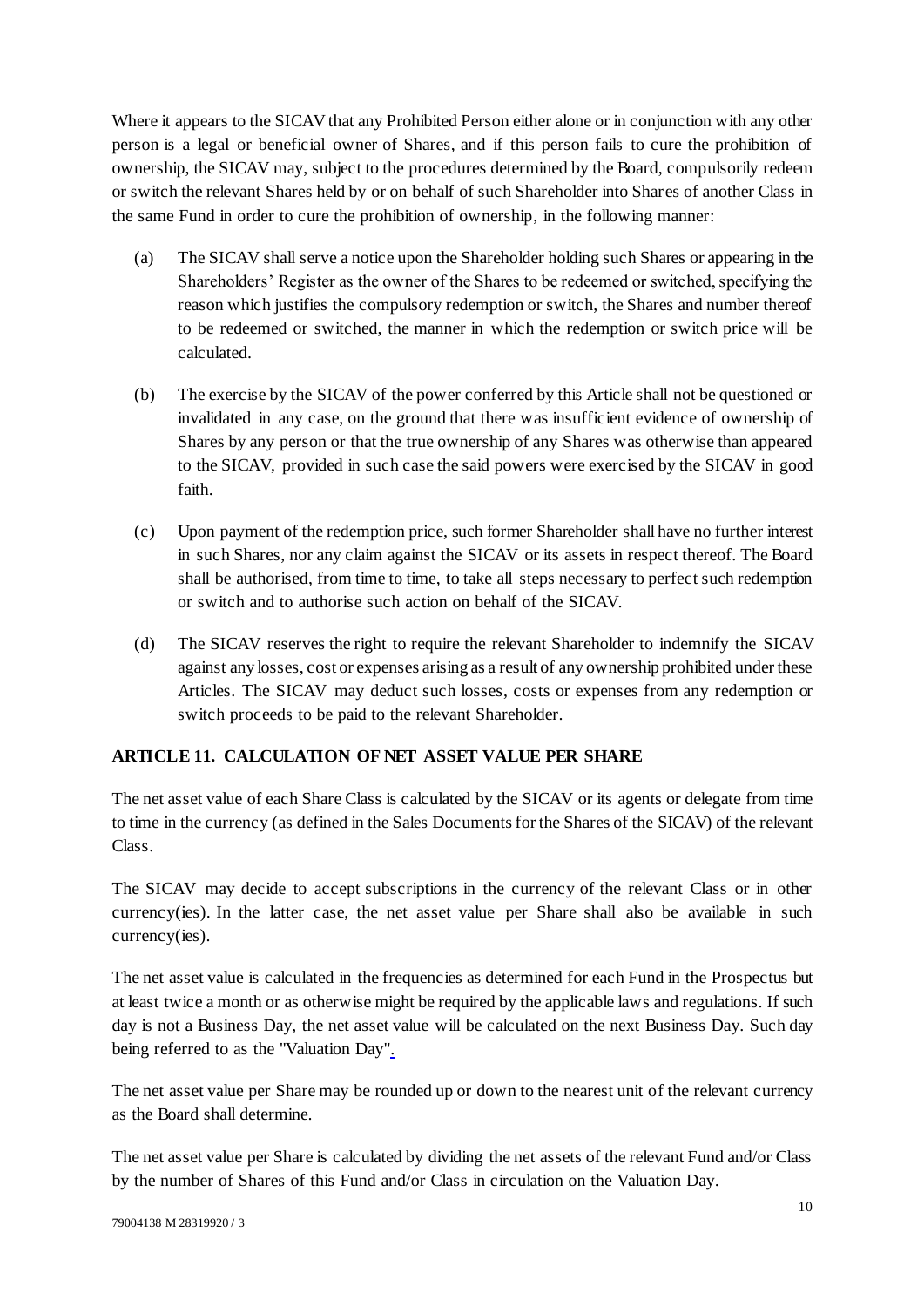Where it appears to the SICAV that any Prohibited Person either alone or in conjunction with any other person is a legal or beneficial owner of Shares, and if this person fails to cure the prohibition of ownership, the SICAV may, subject to the procedures determined by the Board, compulsorily redeem or switch the relevant Shares held by or on behalf of such Shareholder into Shares of another Class in the same Fund in order to cure the prohibition of ownership, in the following manner:

(a) The SICAV shall serve a notice upon the Shareholder holding such Shares or appearing in the Shareholders' Register as the owner of the Shares to be redeemed or switched, specifying the reason which justifies the compulsory redemption or switch, the Shares and number thereof to be redeemed or switched, the manner in which the redemption or switch price will be calculated.

(b) The exercise by the SICAV of the power conferred by this Article shall not be questioned or invalidated in any case, on the ground that there was insufficient evidence of ownership of Shares by any person or that the true ownership of any Shares was otherwise than appeared to the SICAV, provided in such case the said powers were exercised by the SICAV in good faith.

(c) Upon payment of the redemption price, such former Shareholder shall have no further interest in such Shares, nor any claim against the SICAV or its assets in respect thereof. The Board shall be authorised, from time to time, to take all steps necessary to perfect such redemption or switch and to authorise such action on behalf of the SICAV.

(d) The SICAV reserves the right to require the relevant Shareholder to indemnify the SICAV against any losses, cost or expenses arising as a result of any ownership prohibited under these Articles. The SICAV may deduct such losses, costs or expenses from any redemption or switch proceeds to be paid to the relevant Shareholder.

## ARTICLE 11. CALCULATION OF NET ASSET VALUE PER SHARE

The net asset value of each Share Class is calculated by the SICAV or its agents or delegate from time to time in the currency (as defined in the Sales Documents for the Shares of the SICAV) of the relevant Class.

The SICAV may decide to accept subscriptions in the currency of the relevant Class or in other currency(ies). In the latter case, the net asset value per Share shall also be available in such currency(ies).

The net asset value is calculated in the frequencies as determined for each Fund in the Prospectus but at least twice a month or as otherwise might be required by the applicable laws and regulations. If such day is not a Business Day, the net asset value will be calculated on the next Business Day. Such day being referred to as the "Valuation Day".

The net asset value per Share may be rounded up or down to the nearest unit of the relevant currency as the Board shall determine.

The net asset value per Share is calculated by dividing the net assets of the relevant Fund and/or Class by the number of Shares of this Fund and/or Class in circulation on the Valuation Day.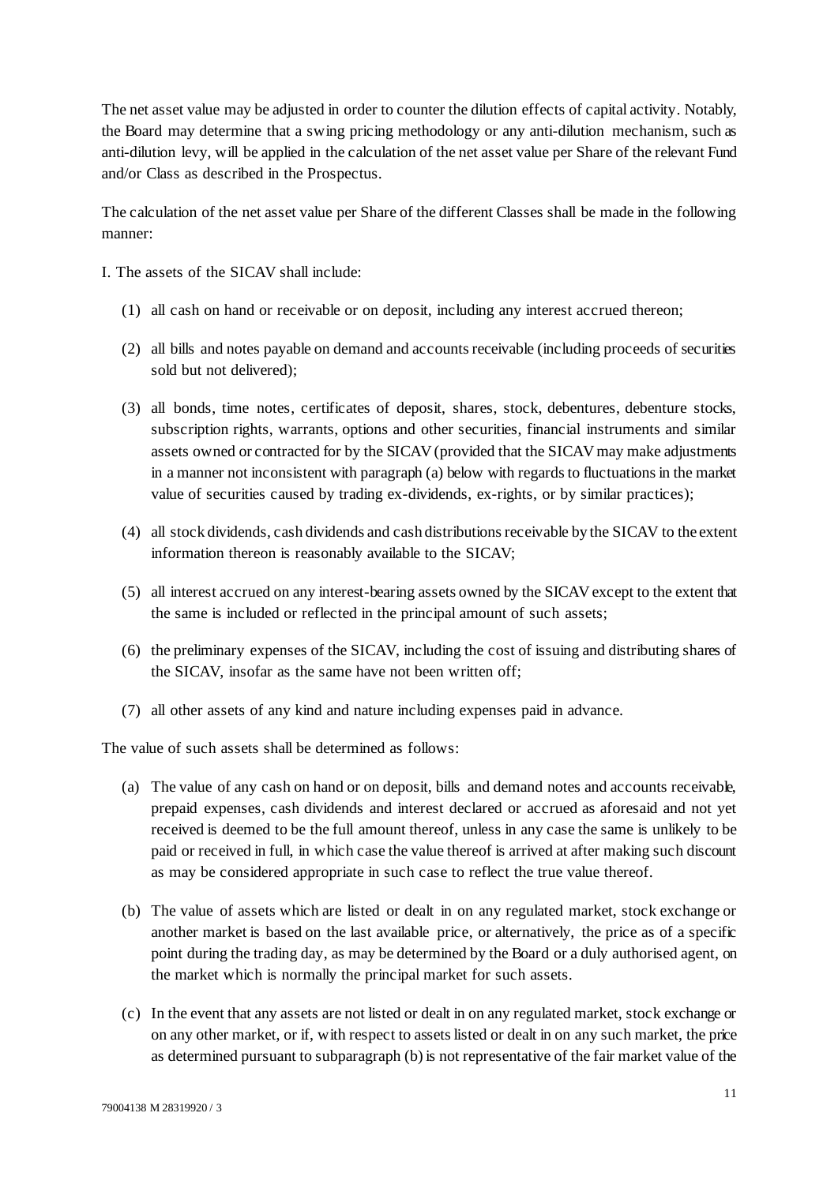The net asset value may be adjusted in order to counter the dilution effects of capital activity. Notably, the Board may determine that a swing pricing methodology or any anti-dilution mechanism, such as anti-dilution levy, will be applied in the calculation of the net asset value per Share of the relevant Fund and/or Class as described in the Prospectus.

The calculation of the net asset value per Share of the different Classes shall be made in the following manner:

I. The assets of the SICAV shall include:

(1) all cash on hand or receivable or on deposit, including any interest accrued thereon;

(2) all bills and notes payable on demand and accounts receivable (including proceeds of securities sold but not delivered);

(3) all bonds, time notes, certificates of deposit, shares, stock, debentures, debenture stocks, subscription rights, warrants, options and other securities, financial instruments and similar assets owned or contracted for by the SICAV (provided that the SICAV may make adjustments in a manner not inconsistent with paragraph (a) below with regards to fluctuations in the market value of securities caused by trading ex-dividends, ex-rights, or by similar practices);

(4) all stock dividends, cash dividends and cash distributions receivable by the SICAV to the extent information thereon is reasonably available to the SICAV;

(5) all interest accrued on any interest-bearing assets owned by the SICAV except to the extent that the same is included or reflected in the principal amount of such assets;

(6) the preliminary expenses of the SICAV, including the cost of issuing and distributing shares of the SICAV, insofar as the same have not been written off;

(7) all other assets of any kind and nature including expenses paid in advance.

The value of such assets shall be determined as follows:

(a) The value of any cash on hand or on deposit, bills and demand notes and accounts receivable, prepaid expenses, cash dividends and interest declared or accrued as aforesaid and not yet received is deemed to be the full amount thereof, unless in any case the same is unlikely to be paid or received in full, in which case the value thereof is arrived at after making such discount as may be considered appropriate in such case to reflect the true value thereof.

(b) The value of assets which are listed or dealt in on any regulated market, stock exchange or another market is based on the last available price, or alternatively, the price as of a specific point during the trading day, as may be determined by the Board or a duly authorised agent, on the market which is normally the principal market for such assets.

(c) In the event that any assets are not listed or dealt in on any regulated market, stock exchange or on any other market, or if, with respect to assets listed or dealt in on any such market, the price as determined pursuant to subparagraph (b) is not representative of the fair market value of the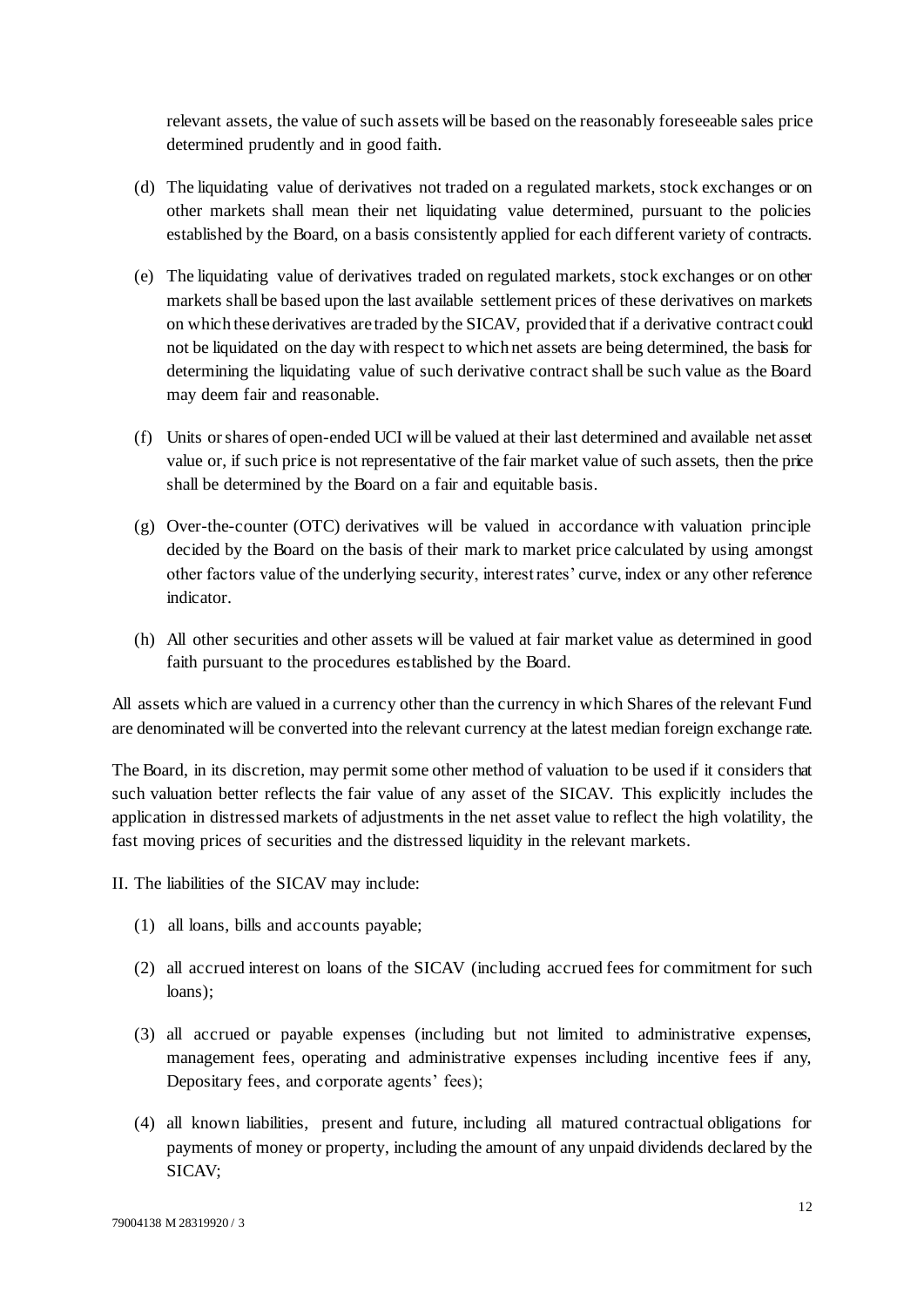relevant assets, the value of such assets will be based on the reasonably foreseeable sales price determined prudently and in good faith.

(d) The liquidating value of derivatives not traded on a regulated markets, stock exchanges or on other markets shall mean their net liquidating value determined, pursuant to the policies established by the Board, on a basis consistently applied for each different variety of contracts.

(e) The liquidating value of derivatives traded on regulated markets, stock exchanges or on other markets shall be based upon the last available settlement prices of these derivatives on markets on which these derivatives are traded by the SICAV, provided that if a derivative contract could not be liquidated on the day with respect to which net assets are being determined, the basis for determining the liquidating value of such derivative contract shall be such value as the Board may deem fair and reasonable.

(f) Units or shares of open-ended UCI will be valued at their last determined and available net asset value or, if such price is not representative of the fair market value of such assets, then the price shall be determined by the Board on a fair and equitable basis.

(g) Over-the-counter (OTC) derivatives will be valued in accordance with valuation principle decided by the Board on the basis of their mark to market price calculated by using amongst other factors value of the underlying security, interest rates' curve, index or any other reference indicator.

(h) All other securities and other assets will be valued at fair market value as determined in good faith pursuant to the procedures established by the Board.

All assets which are valued in a currency other than the currency in which Shares of the relevant Fund are denominated will be converted into the relevant currency at the latest median foreign exchange rate.

The Board, in its discretion, may permit some other method of valuation to be used if it considers that such valuation better reflects the fair value of any asset of the SICAV. This explicitly includes the application in distressed markets of adjustments in the net asset value to reflect the high volatility, the fast moving prices of securities and the distressed liquidity in the relevant markets.

II. The liabilities of the SICAV may include:

(1) all loans, bills and accounts payable;

(2) all accrued interest on loans of the SICAV (including accrued fees for commitment for such loans);

(3) all accrued or payable expenses (including but not limited to administrative expenses, management fees, operating and administrative expenses including incentive fees if any, Depositary fees, and corporate agents' fees);

(4) all known liabilities, present and future, including all matured contractual obligations for payments of money or property, including the amount of any unpaid dividends declared by the SICAV;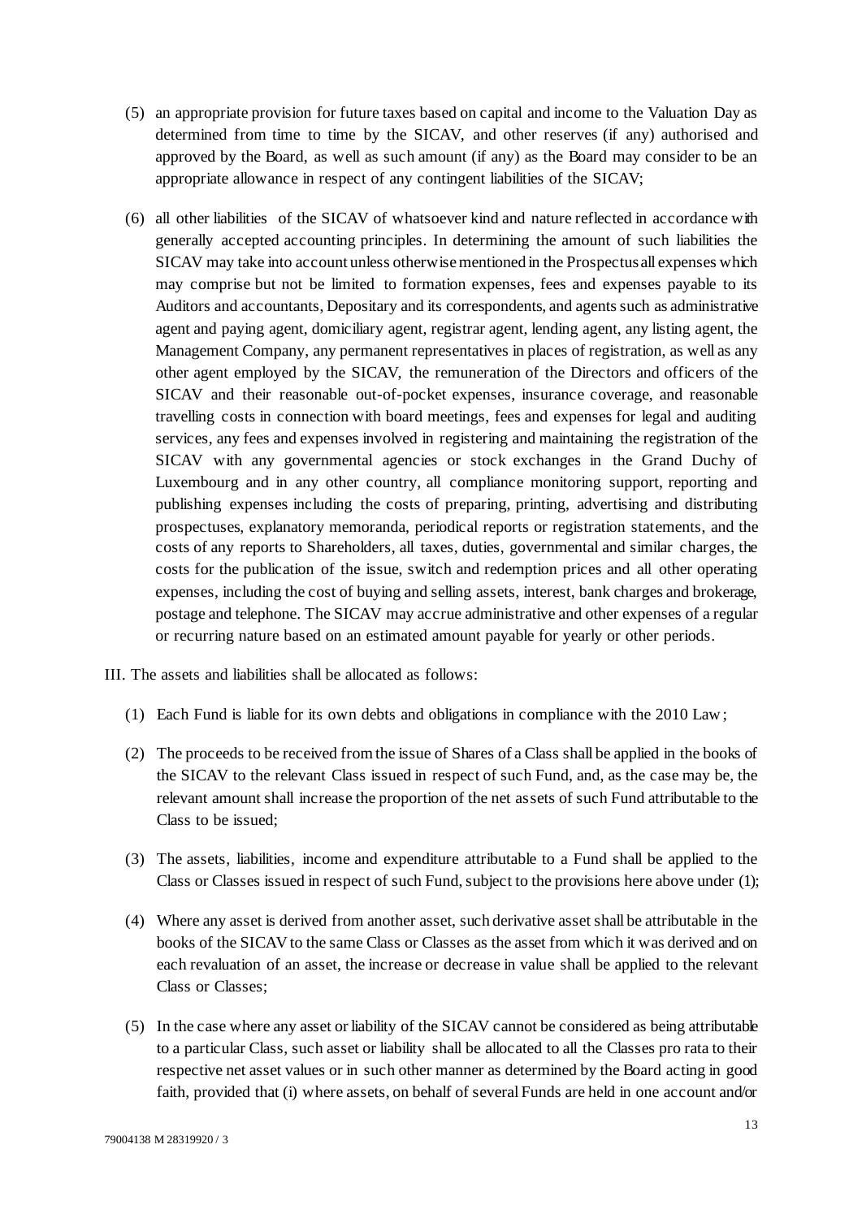(5) an appropriate provision for future taxes based on capital and income to the Valuation Day as determined from time to time by the SICAV, and other reserves (if any) authorised and approved by the Board, as well as such amount (if any) as the Board may consider to be an appropriate allowance in respect of any contingent liabilities of the SICAV;

(6) all other liabilities of the SICAV of whatsoever kind and nature reflected in accordance with generally accepted accounting principles. In determining the amount of such liabilities the SICAV may take into account unless otherwise mentioned in the Prospectus all expenses which may comprise but not be limited to formation expenses, fees and expenses payable to its Auditors and accountants, Depositary and its correspondents, and agents such as administrative agent and paying agent, domiciliary agent, registrar agent, lending agent, any listing agent, the Management Company, any permanent representatives in places of registration, as well as any other agent employed by the SICAV, the remuneration of the Directors and officers of the SICAV and their reasonable out-of-pocket expenses, insurance coverage, and reasonable travelling costs in connection with board meetings, fees and expenses for legal and auditing services, any fees and expenses involved in registering and maintaining the registration of the SICAV with any governmental agencies or stock exchanges in the Grand Duchy of Luxembourg and in any other country, all compliance monitoring support, reporting and publishing expenses including the costs of preparing, printing, advertising and distributing prospectuses, explanatory memoranda, periodical reports or registration statements, and the costs of any reports to Shareholders, all taxes, duties, governmental and similar charges, the costs for the publication of the issue, switch and redemption prices and all other operating expenses, including the cost of buying and selling assets, interest, bank charges and brokerage, postage and telephone. The SICAV may accrue administrative and other expenses of a regular or recurring nature based on an estimated amount payable for yearly or other periods.

III. The assets and liabilities shall be allocated as follows:

(1) Each Fund is liable for its own debts and obligations in compliance with the 2010 Law;

(2) The proceeds to be received from the issue of Shares of a Class shall be applied in the books of the SICAV to the relevant Class issued in respect of such Fund, and, as the case may be, the relevant amount shall increase the proportion of the net assets of such Fund attributable to the Class to be issued;

(3) The assets, liabilities, income and expenditure attributable to a Fund shall be applied to the Class or Classes issued in respect of such Fund, subject to the provisions here above under (1);

(4) Where any asset is derived from another asset, such derivative asset shall be attributable in the books of the SICAV to the same Class or Classes as the asset from which it was derived and on each revaluation of an asset, the increase or decrease in value shall be applied to the relevant Class or Classes;

(5) In the case where any asset or liability of the SICAV cannot be considered as being attributable to a particular Class, such asset or liability shall be allocated to all the Classes pro rata to their respective net asset values or in such other manner as determined by the Board acting in good faith, provided that (i) where assets, on behalf of several Funds are held in one account and/or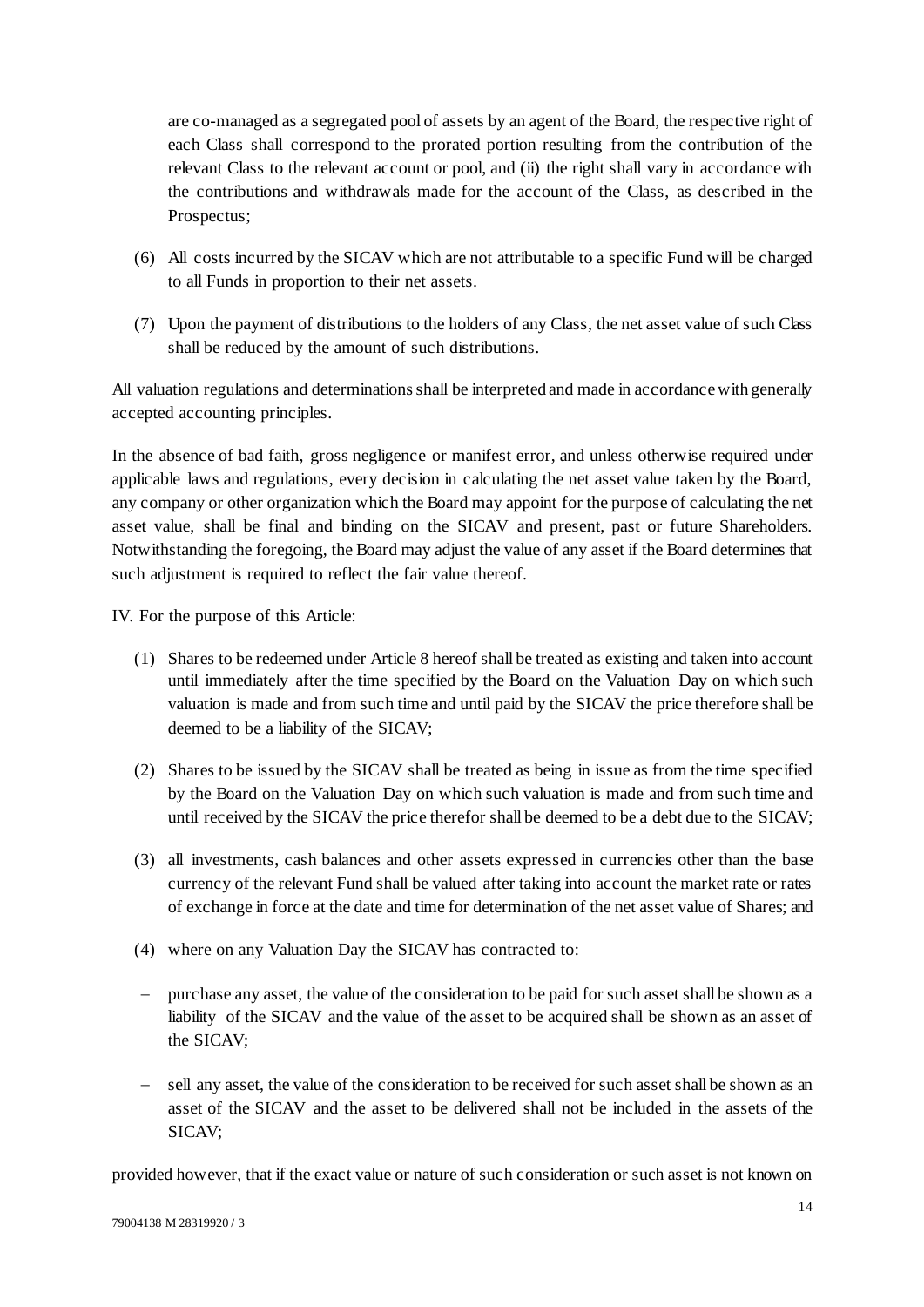are co-managed as a segregated pool of assets by an agent of the Board, the respective right of each Class shall correspond to the prorated portion resulting from the contribution of the relevant Class to the relevant account or pool, and (ii) the right shall vary in accordance with the contributions and withdrawals made for the account of the Class, as described in the Prospectus;

(6) All costs incurred by the SICAV which are not attributable to a specific Fund will be charged to all Funds in proportion to their net assets.

(7) Upon the payment of distributions to the holders of any Class, the net asset value of such Class shall be reduced by the amount of such distributions.

All valuation regulations and determinations shall be interpreted and made in accordance with generally accepted accounting principles.

In the absence of bad faith, gross negligence or manifest error, and unless otherwise required under applicable laws and regulations, every decision in calculating the net asset value taken by the Board, any company or other organization which the Board may appoint for the purpose of calculating the net asset value, shall be final and binding on the SICAV and present, past or future Shareholders. Notwithstanding the foregoing, the Board may adjust the value of any asset if the Board determines that such adjustment is required to reflect the fair value thereof.

IV. For the purpose of this Article:

(1) Shares to be redeemed under Article 8 hereof shall be treated as existing and taken into account until immediately after the time specified by the Board on the Valuation Day on which such valuation is made and from such time and until paid by the SICAV the price therefore shall be deemed to be a liability of the SICAV;

(2) Shares to be issued by the SICAV shall be treated as being in issue as from the time specified by the Board on the Valuation Day on which such valuation is made and from such time and until received by the SICAV the price therefor shall be deemed to be a debt due to the SICAV;

(3) all investments, cash balances and other assets expressed in currencies other than the base currency of the relevant Fund shall be valued after taking into account the market rate or rates of exchange in force at the date and time for determination of the net asset value of Shares; and

(4) where on any Valuation Day the SICAV has contracted to:

- purchase any asset, the value of the consideration to be paid for such asset shall be shown as a liability of the SICAV and the value of the asset to be acquired shall be shown as an asset of the SICAV;
- sell any asset, the value of the consideration to be received for such asset shall be shown as an asset of the SICAV and the asset to be delivered shall not be included in the assets of the SICAV;

provided however, that if the exact value or nature of such consideration or such asset is not known on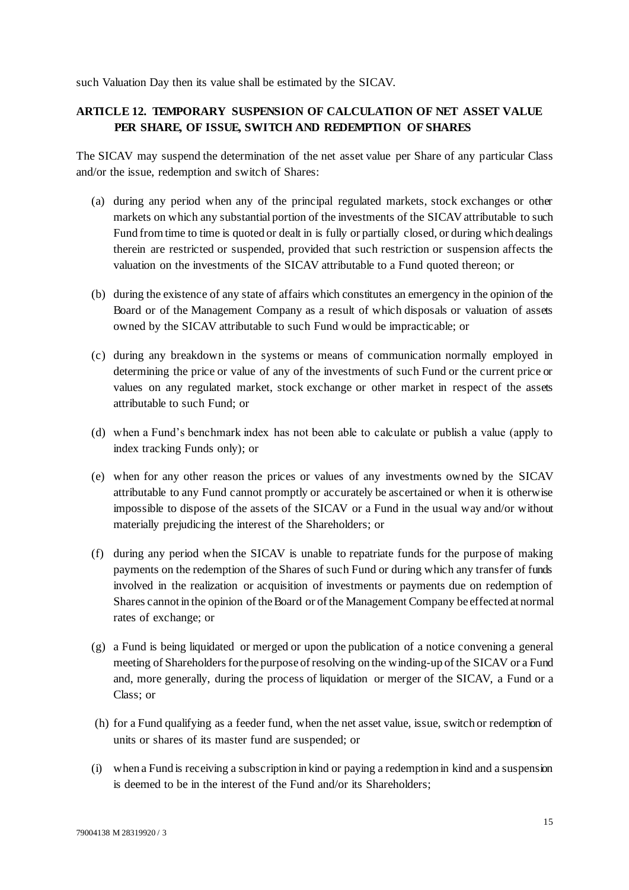such Valuation Day then its value shall be estimated by the SICAV.

## ARTICLE 12. TEMPORARY SUSPENSION OF CALCULATION OF NET ASSET VALUE PER SHARE, OF ISSUE, SWITCH AND REDEMPTION OF SHARES

The SICAV may suspend the determination of the net asset value per Share of any particular Class and/or the issue, redemption and switch of Shares:

(a) during any period when any of the principal regulated markets, stock exchanges or other markets on which any substantial portion of the investments of the SICAV attributable to such Fund from time to time is quoted or dealt in is fully or partially closed, or during which dealings therein are restricted or suspended, provided that such restriction or suspension affects the valuation on the investments of the SICAV attributable to a Fund quoted thereon; or

(b) during the existence of any state of affairs which constitutes an emergency in the opinion of the Board or of the Management Company as a result of which disposals or valuation of assets owned by the SICAV attributable to such Fund would be impracticable; or

(c) during any breakdown in the systems or means of communication normally employed in determining the price or value of any of the investments of such Fund or the current price or values on any regulated market, stock exchange or other market in respect of the assets attributable to such Fund; or

(d) when a Fund's benchmark index has not been able to calculate or publish a value (apply to index tracking Funds only); or

(e) when for any other reason the prices or values of any investments owned by the SICAV attributable to any Fund cannot promptly or accurately be ascertained or when it is otherwise impossible to dispose of the assets of the SICAV or a Fund in the usual way and/or without materially prejudicing the interest of the Shareholders; or

(f) during any period when the SICAV is unable to repatriate funds for the purpose of making payments on the redemption of the Shares of such Fund or during which any transfer of funds involved in the realization or acquisition of investments or payments due on redemption of Shares cannot in the opinion of the Board or of the Management Company be effected at normal rates of exchange; or

(g) a Fund is being liquidated or merged or upon the publication of a notice convening a general meeting of Shareholders for the purpose of resolving on the winding-up of the SICAV or a Fund and, more generally, during the process of liquidation or merger of the SICAV, a Fund or a Class; or

(h) for a Fund qualifying as a feeder fund, when the net asset value, issue, switch or redemption of units or shares of its master fund are suspended; or

(i) when a Fund is receiving a subscription in kind or paying a redemption in kind and a suspension is deemed to be in the interest of the Fund and/or its Shareholders;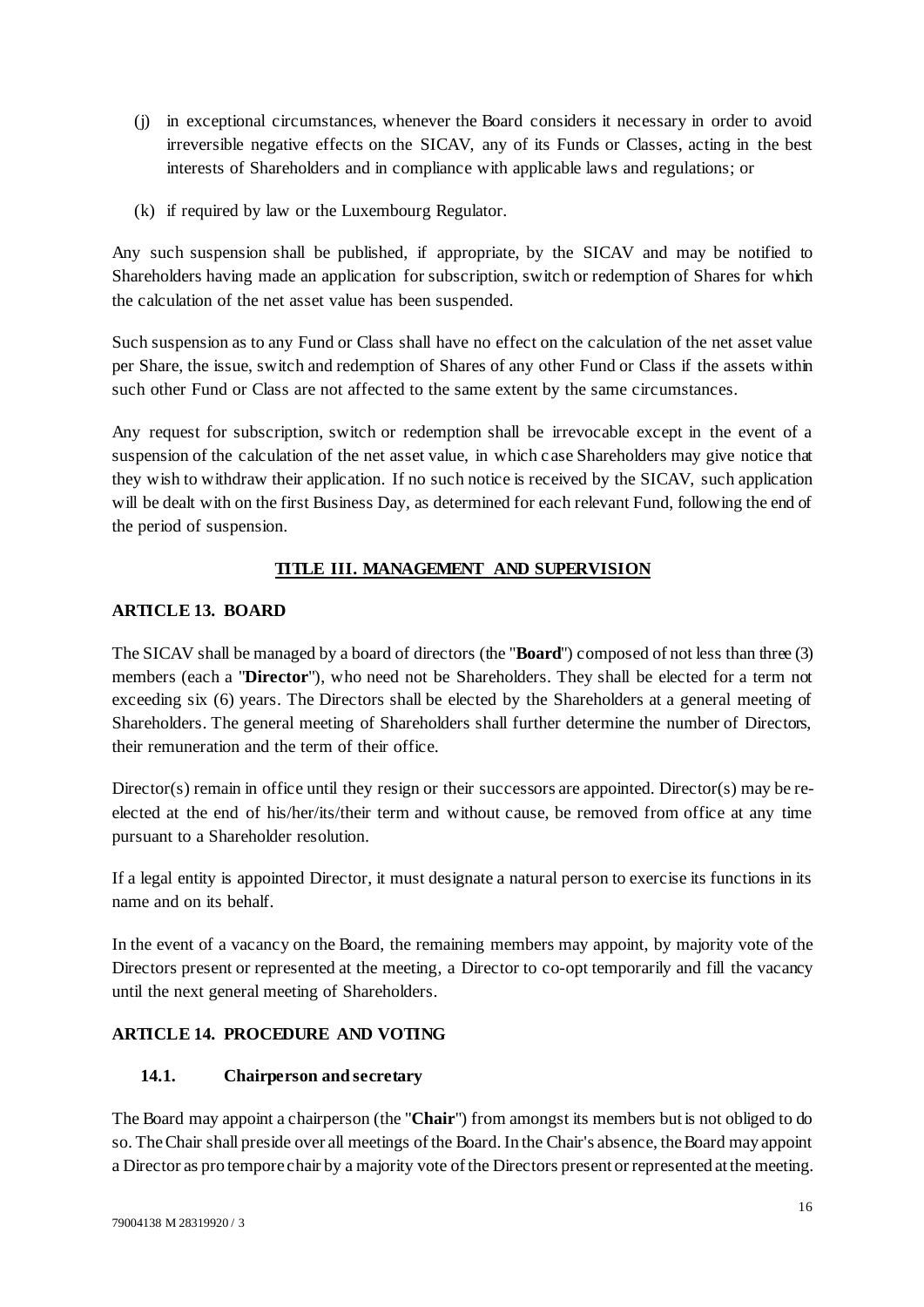(j) in exceptional circumstances, whenever the Board considers it necessary in order to avoid irreversible negative effects on the SICAV, any of its Funds or Classes, acting in the best interests of Shareholders and in compliance with applicable laws and regulations; or

(k) if required by law or the Luxembourg Regulator.

Any such suspension shall be published, if appropriate, by the SICAV and may be notified to Shareholders having made an application for subscription, switch or redemption of Shares for which the calculation of the net asset value has been suspended.

Such suspension as to any Fund or Class shall have no effect on the calculation of the net asset value per Share, the issue, switch and redemption of Shares of any other Fund or Class if the assets within such other Fund or Class are not affected to the same extent by the same circumstances.

Any request for subscription, switch or redemption shall be irrevocable except in the event of a suspension of the calculation of the net asset value, in which case Shareholders may give notice that they wish to withdraw their application. If no such notice is received by the SICAV, such application will be dealt with on the first Business Day, as determined for each relevant Fund, following the end of the period of suspension.

## TITLE III. MANAGEMENT AND SUPERVISION

### ARTICLE 13. BOARD

The SICAV shall be managed by a board of directors (the "**Board**") composed of not less than three (3) members (each a "**Director**"), who need not be Shareholders. They shall be elected for a term not exceeding six (6) years. The Directors shall be elected by the Shareholders at a general meeting of Shareholders. The general meeting of Shareholders shall further determine the number of Directors, their remuneration and the term of their office.

Director(s) remain in office until they resign or their successors are appointed. Director(s) may be re-elected at the end of his/her/its/their term and without cause, be removed from office at any time pursuant to a Shareholder resolution.

If a legal entity is appointed Director, it must designate a natural person to exercise its functions in its name and on its behalf.

In the event of a vacancy on the Board, the remaining members may appoint, by majority vote of the Directors present or represented at the meeting, a Director to co-opt temporarily and fill the vacancy until the next general meeting of Shareholders.

### ARTICLE 14. PROCEDURE AND VOTING

#### 14.1. Chairperson and secretary

The Board may appoint a chairperson (the "**Chair**") from amongst its members but is not obliged to do so. The Chair shall preside over all meetings of the Board. In the Chair's absence, the Board may appoint a Director as pro tempore chair by a majority vote of the Directors present or represented at the meeting.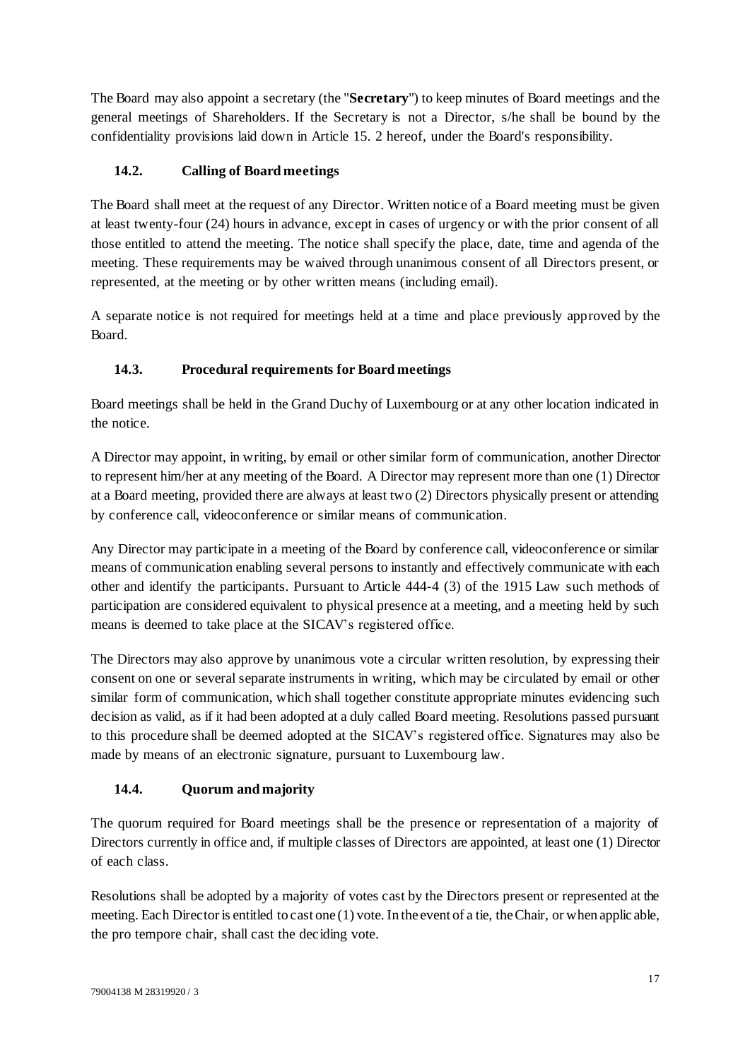The Board may also appoint a secretary (the "**Secretary**") to keep minutes of Board meetings and the general meetings of Shareholders. If the Secretary is not a Director, s/he shall be bound by the confidentiality provisions laid down in Article 15. 2 hereof, under the Board's responsibility.

### 14.2. Calling of Board meetings

The Board shall meet at the request of any Director. Written notice of a Board meeting must be given at least twenty-four (24) hours in advance, except in cases of urgency or with the prior consent of all those entitled to attend the meeting. The notice shall specify the place, date, time and agenda of the meeting. These requirements may be waived through unanimous consent of all Directors present, or represented, at the meeting or by other written means (including email).

A separate notice is not required for meetings held at a time and place previously approved by the Board.

### 14.3. Procedural requirements for Board meetings

Board meetings shall be held in the Grand Duchy of Luxembourg or at any other location indicated in the notice.

A Director may appoint, in writing, by email or other similar form of communication, another Director to represent him/her at any meeting of the Board. A Director may represent more than one (1) Director at a Board meeting, provided there are always at least two (2) Directors physically present or attending by conference call, videoconference or similar means of communication.

Any Director may participate in a meeting of the Board by conference call, videoconference or similar means of communication enabling several persons to instantly and effectively communicate with each other and identify the participants. Pursuant to Article 444-4 (3) of the 1915 Law such methods of participation are considered equivalent to physical presence at a meeting, and a meeting held by such means is deemed to take place at the SICAV's registered office.

The Directors may also approve by unanimous vote a circular written resolution, by expressing their consent on one or several separate instruments in writing, which may be circulated by email or other similar form of communication, which shall together constitute appropriate minutes evidencing such decision as valid, as if it had been adopted at a duly called Board meeting. Resolutions passed pursuant to this procedure shall be deemed adopted at the SICAV's registered office. Signatures may also be made by means of an electronic signature, pursuant to Luxembourg law.

### 14.4. Quorum and majority

The quorum required for Board meetings shall be the presence or representation of a majority of Directors currently in office and, if multiple classes of Directors are appointed, at least one (1) Director of each class.

Resolutions shall be adopted by a majority of votes cast by the Directors present or represented at the meeting. Each Director is entitled to cast one (1) vote. In the event of a tie, the Chair, or when applicable, the pro tempore chair, shall cast the deciding vote.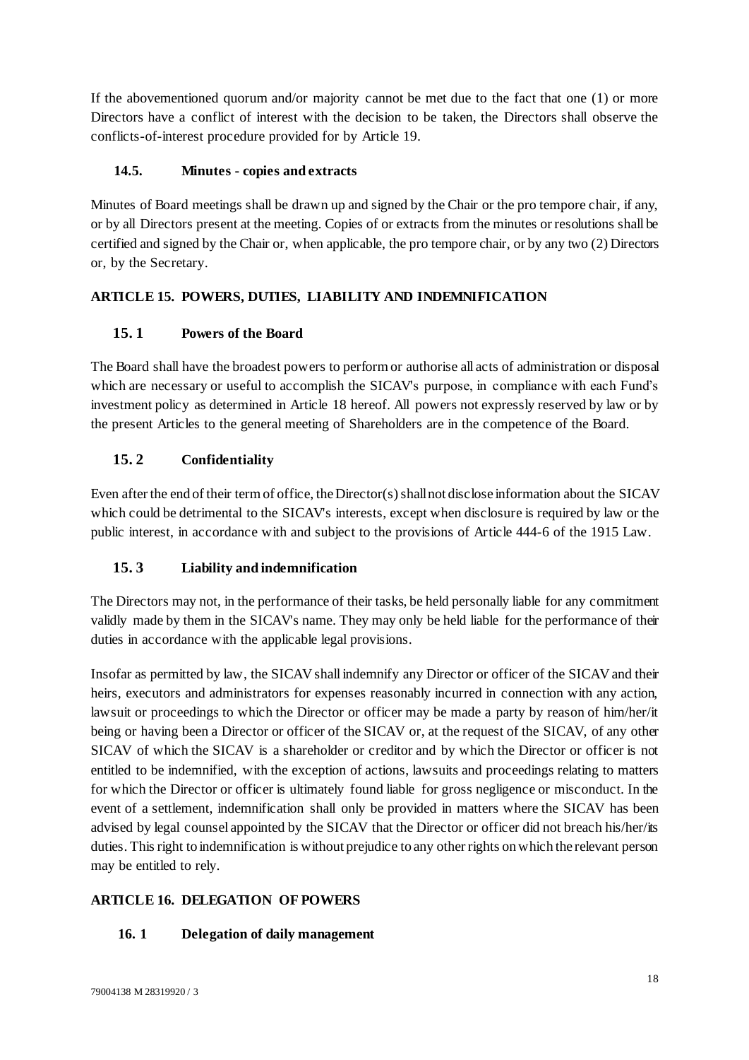If the abovementioned quorum and/or majority cannot be met due to the fact that one (1) or more Directors have a conflict of interest with the decision to be taken, the Directors shall observe the conflicts-of-interest procedure provided for by Article 19.

### 14.5. Minutes - copies and extracts

Minutes of Board meetings shall be drawn up and signed by the Chair or the pro tempore chair, if any, or by all Directors present at the meeting. Copies of or extracts from the minutes or resolutions shall be certified and signed by the Chair or, when applicable, the pro tempore chair, or by any two (2) Directors or, by the Secretary.

## ARTICLE 15. POWERS, DUTIES, LIABILITY AND INDEMNIFICATION

### 15. 1 Powers of the Board

The Board shall have the broadest powers to perform or authorise all acts of administration or disposal which are necessary or useful to accomplish the SICAV's purpose, in compliance with each Fund's investment policy as determined in Article 18 hereof. All powers not expressly reserved by law or by the present Articles to the general meeting of Shareholders are in the competence of the Board.

### 15. 2 Confidentiality

Even after the end of their term of office, the Director(s) shall not disclose information about the SICAV which could be detrimental to the SICAV's interests, except when disclosure is required by law or the public interest, in accordance with and subject to the provisions of Article 444-6 of the 1915 Law.

### 15. 3 Liability and indemnification

The Directors may not, in the performance of their tasks, be held personally liable for any commitment validly made by them in the SICAV's name. They may only be held liable for the performance of their duties in accordance with the applicable legal provisions.

Insofar as permitted by law, the SICAV shall indemnify any Director or officer of the SICAV and their heirs, executors and administrators for expenses reasonably incurred in connection with any action, lawsuit or proceedings to which the Director or officer may be made a party by reason of him/her/it being or having been a Director or officer of the SICAV or, at the request of the SICAV, of any other SICAV of which the SICAV is a shareholder or creditor and by which the Director or officer is not entitled to be indemnified, with the exception of actions, lawsuits and proceedings relating to matters for which the Director or officer is ultimately found liable for gross negligence or misconduct. In the event of a settlement, indemnification shall only be provided in matters where the SICAV has been advised by legal counsel appointed by the SICAV that the Director or officer did not breach his/her/its duties. This right to indemnification is without prejudice to any other rights on which the relevant person may be entitled to rely.

## ARTICLE 16. DELEGATION OF POWERS

### 16. 1 Delegation of daily management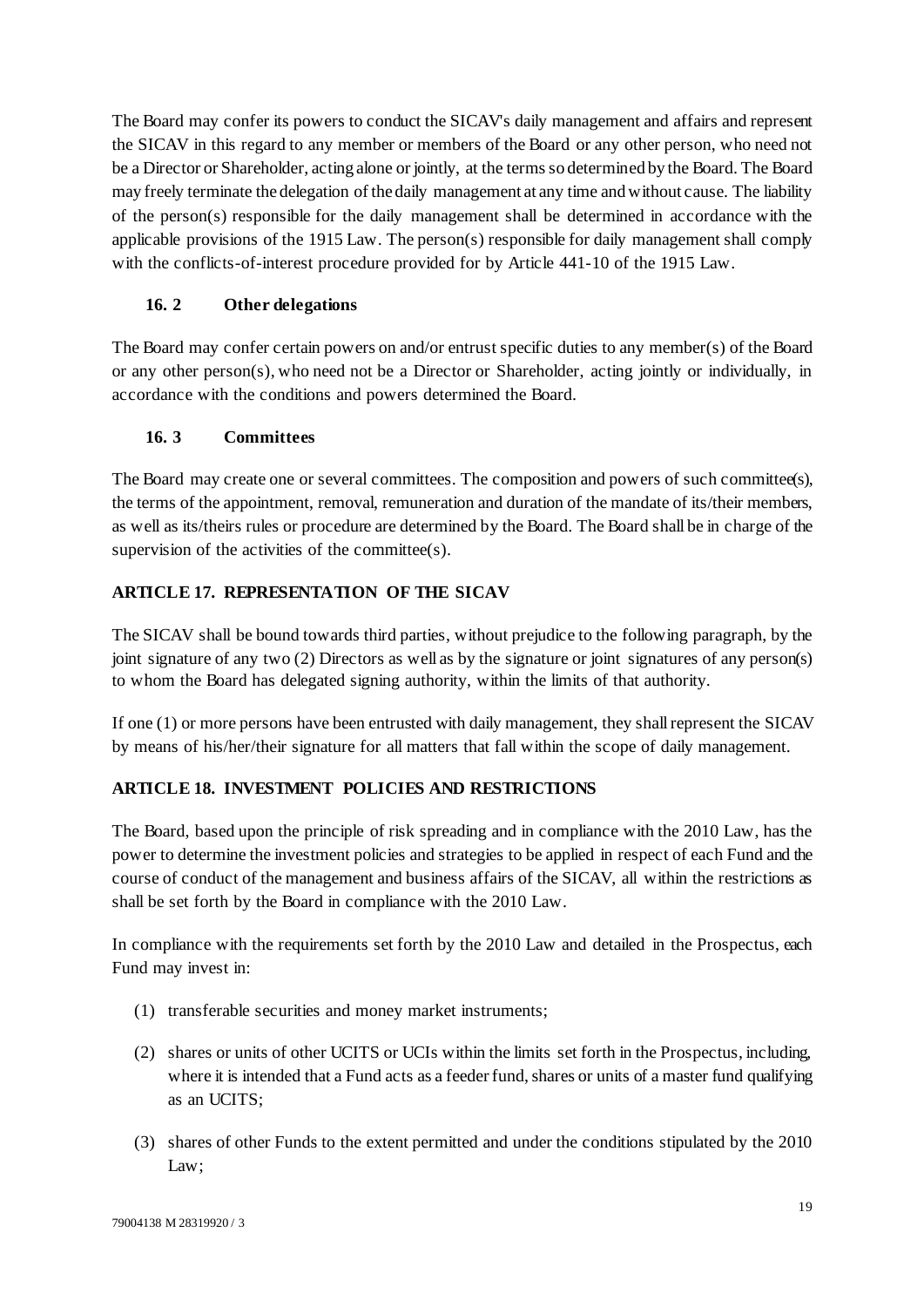The Board may confer its powers to conduct the SICAV's daily management and affairs and represent the SICAV in this regard to any member or members of the Board or any other person, who need not be a Director or Shareholder, acting alone or jointly, at the terms so determined by the Board. The Board may freely terminate the delegation of the daily management at any time and without cause. The liability of the person(s) responsible for the daily management shall be determined in accordance with the applicable provisions of the 1915 Law. The person(s) responsible for daily management shall comply with the conflicts-of-interest procedure provided for by Article 441-10 of the 1915 Law.

### 16. 2 Other delegations

The Board may confer certain powers on and/or entrust specific duties to any member(s) of the Board or any other person(s), who need not be a Director or Shareholder, acting jointly or individually, in accordance with the conditions and powers determined the Board.

### 16. 3 Committees

The Board may create one or several committees. The composition and powers of such committee(s), the terms of the appointment, removal, remuneration and duration of the mandate of its/their members, as well as its/theirs rules or procedure are determined by the Board. The Board shall be in charge of the supervision of the activities of the committee(s).

## ARTICLE 17. REPRESENTATION OF THE SICAV

The SICAV shall be bound towards third parties, without prejudice to the following paragraph, by the joint signature of any two (2) Directors as well as by the signature or joint signatures of any person(s) to whom the Board has delegated signing authority, within the limits of that authority.

If one (1) or more persons have been entrusted with daily management, they shall represent the SICAV by means of his/her/their signature for all matters that fall within the scope of daily management.

## ARTICLE 18. INVESTMENT POLICIES AND RESTRICTIONS

The Board, based upon the principle of risk spreading and in compliance with the 2010 Law, has the power to determine the investment policies and strategies to be applied in respect of each Fund and the course of conduct of the management and business affairs of the SICAV, all within the restrictions as shall be set forth by the Board in compliance with the 2010 Law.

In compliance with the requirements set forth by the 2010 Law and detailed in the Prospectus, each Fund may invest in:

(1) transferable securities and money market instruments;

(2) shares or units of other UCITS or UCIs within the limits set forth in the Prospectus, including, where it is intended that a Fund acts as a feeder fund, shares or units of a master fund qualifying as an UCITS;

(3) shares of other Funds to the extent permitted and under the conditions stipulated by the 2010 Law;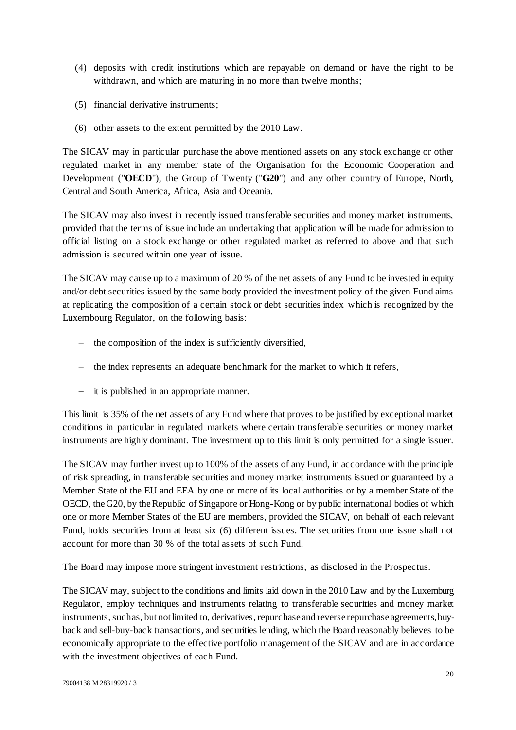(4) deposits with credit institutions which are repayable on demand or have the right to be withdrawn, and which are maturing in no more than twelve months;

(5) financial derivative instruments;

(6) other assets to the extent permitted by the 2010 Law.

The SICAV may in particular purchase the above mentioned assets on any stock exchange or other regulated market in any member state of the Organisation for the Economic Cooperation and Development ("**OECD**"), the Group of Twenty ("**G20**") and any other country of Europe, North, Central and South America, Africa, Asia and Oceania.

The SICAV may also invest in recently issued transferable securities and money market instruments, provided that the terms of issue include an undertaking that application will be made for admission to official listing on a stock exchange or other regulated market as referred to above and that such admission is secured within one year of issue.

The SICAV may cause up to a maximum of 20 % of the net assets of any Fund to be invested in equity and/or debt securities issued by the same body provided the investment policy of the given Fund aims at replicating the composition of a certain stock or debt securities index which is recognized by the Luxembourg Regulator, on the following basis:

- the composition of the index is sufficiently diversified,
- the index represents an adequate benchmark for the market to which it refers,
- it is published in an appropriate manner.

This limit is 35% of the net assets of any Fund where that proves to be justified by exceptional market conditions in particular in regulated markets where certain transferable securities or money market instruments are highly dominant. The investment up to this limit is only permitted for a single issuer.

The SICAV may further invest up to 100% of the assets of any Fund, in accordance with the principle of risk spreading, in transferable securities and money market instruments issued or guaranteed by a Member State of the EU and EEA by one or more of its local authorities or by a member State of the OECD, the G20, by the Republic of Singapore or Hong-Kong or by public international bodies of which one or more Member States of the EU are members, provided the SICAV, on behalf of each relevant Fund, holds securities from at least six (6) different issues. The securities from one issue shall not account for more than 30 % of the total assets of such Fund.

The Board may impose more stringent investment restrictions, as disclosed in the Prospectus.

The SICAV may, subject to the conditions and limits laid down in the 2010 Law and by the Luxemburg Regulator, employ techniques and instruments relating to transferable securities and money market instruments, such as, but not limited to, derivatives, repurchase and reverse repurchase agreements, buy-back and sell-buy-back transactions, and securities lending, which the Board reasonably believes to be economically appropriate to the effective portfolio management of the SICAV and are in accordance with the investment objectives of each Fund.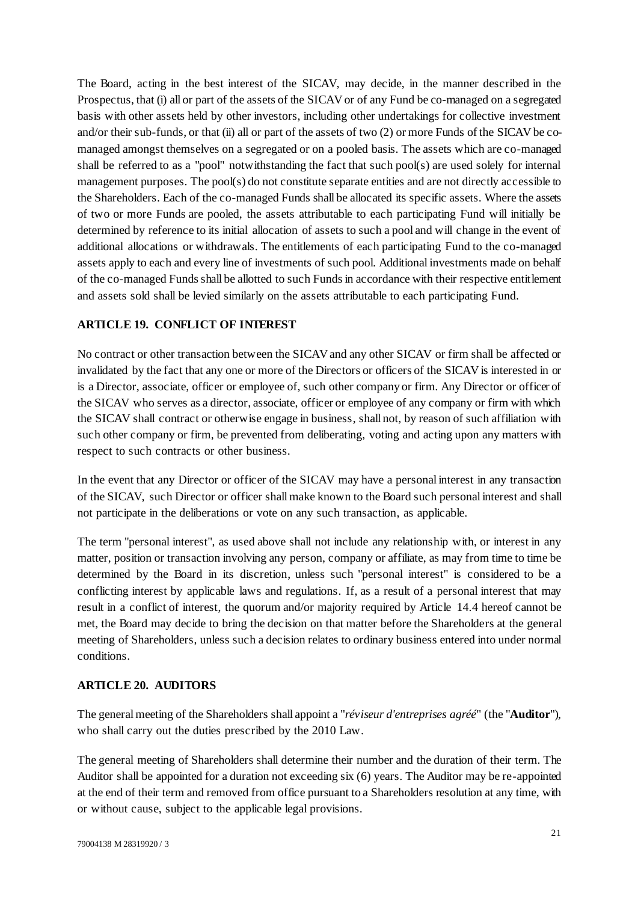The Board, acting in the best interest of the SICAV, may decide, in the manner described in the Prospectus, that (i) all or part of the assets of the SICAV or of any Fund be co-managed on a segregated basis with other assets held by other investors, including other undertakings for collective investment and/or their sub-funds, or that (ii) all or part of the assets of two (2) or more Funds of the SICAV be co-managed amongst themselves on a segregated or on a pooled basis. The assets which are co-managed shall be referred to as a "pool" notwithstanding the fact that such pool(s) are used solely for internal management purposes. The pool(s) do not constitute separate entities and are not directly accessible to the Shareholders. Each of the co-managed Funds shall be allocated its specific assets. Where the assets of two or more Funds are pooled, the assets attributable to each participating Fund will initially be determined by reference to its initial allocation of assets to such a pool and will change in the event of additional allocations or withdrawals. The entitlements of each participating Fund to the co-managed assets apply to each and every line of investments of such pool. Additional investments made on behalf of the co-managed Funds shall be allotted to such Funds in accordance with their respective entitlement and assets sold shall be levied similarly on the assets attributable to each participating Fund.

## ARTICLE 19. CONFLICT OF INTEREST

No contract or other transaction between the SICAV and any other SICAV or firm shall be affected or invalidated by the fact that any one or more of the Directors or officers of the SICAV is interested in or is a Director, associate, officer or employee of, such other company or firm. Any Director or officer of the SICAV who serves as a director, associate, officer or employee of any company or firm with which the SICAV shall contract or otherwise engage in business, shall not, by reason of such affiliation with such other company or firm, be prevented from deliberating, voting and acting upon any matters with respect to such contracts or other business.

In the event that any Director or officer of the SICAV may have a personal interest in any transaction of the SICAV, such Director or officer shall make known to the Board such personal interest and shall not participate in the deliberations or vote on any such transaction, as applicable.

The term "personal interest", as used above shall not include any relationship with, or interest in any matter, position or transaction involving any person, company or affiliate, as may from time to time be determined by the Board in its discretion, unless such "personal interest" is considered to be a conflicting interest by applicable laws and regulations. If, as a result of a personal interest that may result in a conflict of interest, the quorum and/or majority required by Article 14.4 hereof cannot be met, the Board may decide to bring the decision on that matter before the Shareholders at the general meeting of Shareholders, unless such a decision relates to ordinary business entered into under normal conditions.

## ARTICLE 20. AUDITORS

The general meeting of the Shareholders shall appoint a "*réviseur d'entreprises agréé*" (the "**Auditor**"), who shall carry out the duties prescribed by the 2010 Law.

The general meeting of Shareholders shall determine their number and the duration of their term. The Auditor shall be appointed for a duration not exceeding six (6) years. The Auditor may be re-appointed at the end of their term and removed from office pursuant to a Shareholders resolution at any time, with or without cause, subject to the applicable legal provisions.

79004138 M 28319920 / 3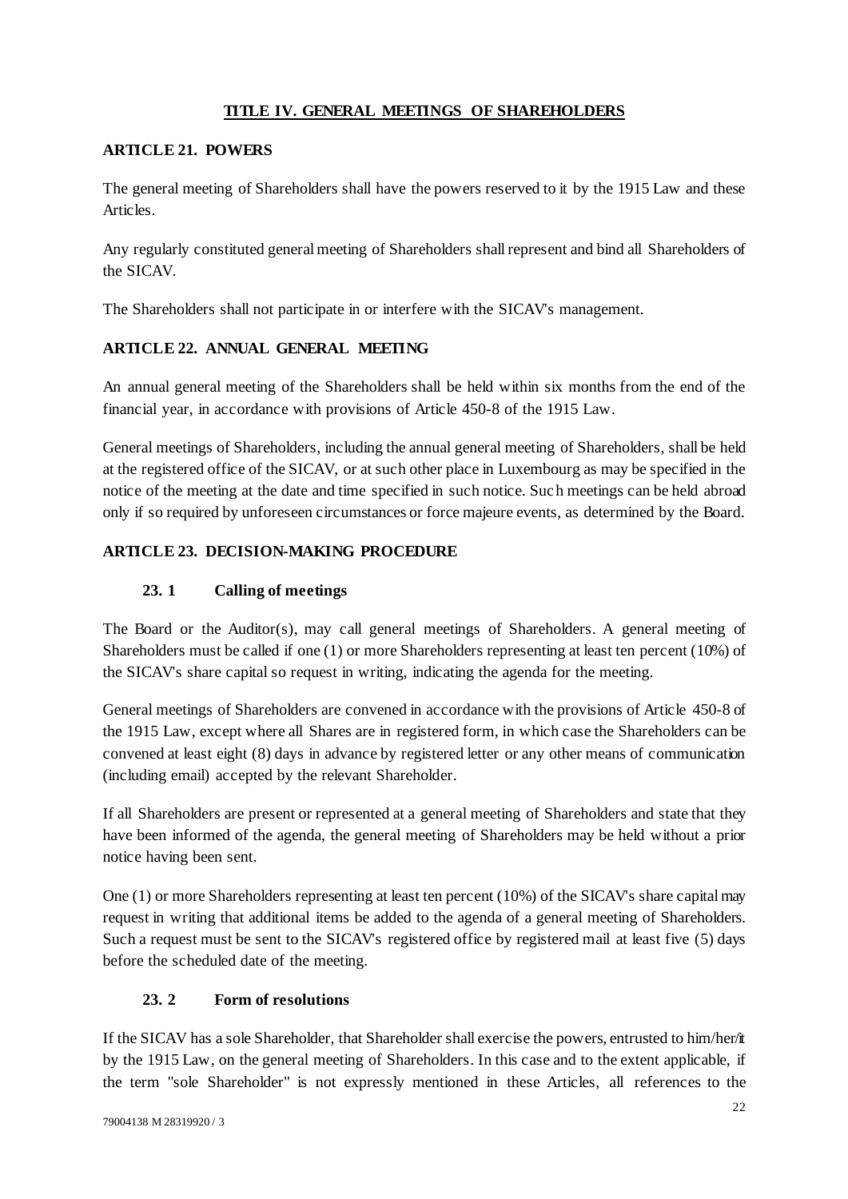## TITLE IV. GENERAL MEETINGS OF SHAREHOLDERS

### ARTICLE 21. POWERS

The general meeting of Shareholders shall have the powers reserved to it by the 1915 Law and these Articles.

Any regularly constituted general meeting of Shareholders shall represent and bind all Shareholders of the SICAV.

The Shareholders shall not participate in or interfere with the SICAV's management.

### ARTICLE 22. ANNUAL GENERAL MEETING

An annual general meeting of the Shareholders shall be held within six months from the end of the financial year, in accordance with provisions of Article 450-8 of the 1915 Law.

General meetings of Shareholders, including the annual general meeting of Shareholders, shall be held at the registered office of the SICAV, or at such other place in Luxembourg as may be specified in the notice of the meeting at the date and time specified in such notice. Such meetings can be held abroad only if so required by unforeseen circumstances or force majeure events, as determined by the Board.

### ARTICLE 23. DECISION-MAKING PROCEDURE

#### 23. 1 Calling of meetings

The Board or the Auditor(s), may call general meetings of Shareholders. A general meeting of Shareholders must be called if one (1) or more Shareholders representing at least ten percent (10%) of the SICAV's share capital so request in writing, indicating the agenda for the meeting.

General meetings of Shareholders are convened in accordance with the provisions of Article 450-8 of the 1915 Law, except where all Shares are in registered form, in which case the Shareholders can be convened at least eight (8) days in advance by registered letter or any other means of communication (including email) accepted by the relevant Shareholder.

If all Shareholders are present or represented at a general meeting of Shareholders and state that they have been informed of the agenda, the general meeting of Shareholders may be held without a prior notice having been sent.

One (1) or more Shareholders representing at least ten percent (10%) of the SICAV's share capital may request in writing that additional items be added to the agenda of a general meeting of Shareholders. Such a request must be sent to the SICAV's registered office by registered mail at least five (5) days before the scheduled date of the meeting.

#### 23. 2 Form of resolutions

If the SICAV has a sole Shareholder, that Shareholder shall exercise the powers, entrusted to him/her/it by the 1915 Law, on the general meeting of Shareholders. In this case and to the extent applicable, if the term "sole Shareholder" is not expressly mentioned in these Articles, all references to the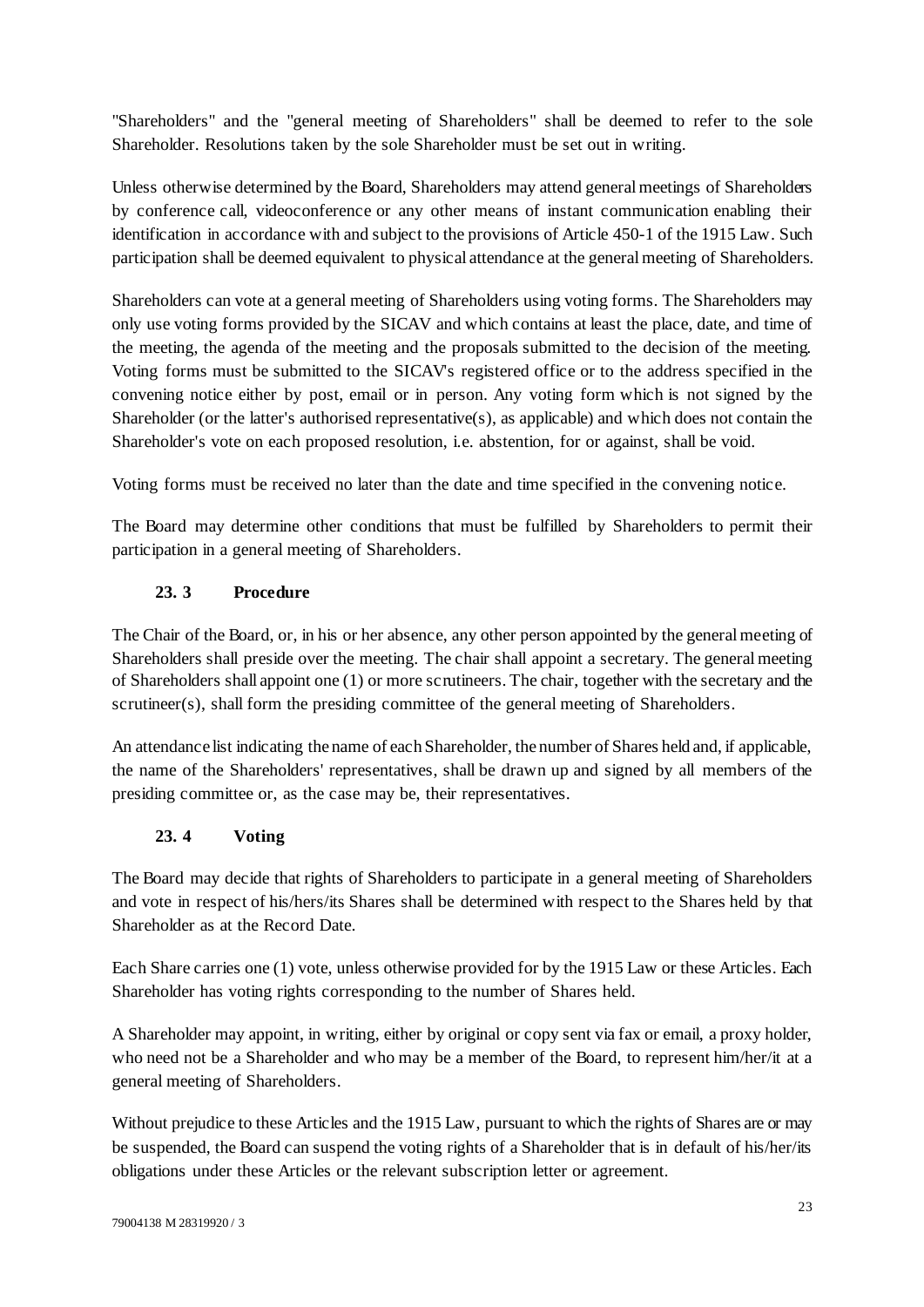"Shareholders" and the "general meeting of Shareholders" shall be deemed to refer to the sole Shareholder. Resolutions taken by the sole Shareholder must be set out in writing.

Unless otherwise determined by the Board, Shareholders may attend general meetings of Shareholders by conference call, videoconference or any other means of instant communication enabling their identification in accordance with and subject to the provisions of Article 450-1 of the 1915 Law. Such participation shall be deemed equivalent to physical attendance at the general meeting of Shareholders.

Shareholders can vote at a general meeting of Shareholders using voting forms. The Shareholders may only use voting forms provided by the SICAV and which contains at least the place, date, and time of the meeting, the agenda of the meeting and the proposals submitted to the decision of the meeting. Voting forms must be submitted to the SICAV's registered office or to the address specified in the convening notice either by post, email or in person. Any voting form which is not signed by the Shareholder (or the latter's authorised representative(s), as applicable) and which does not contain the Shareholder's vote on each proposed resolution, i.e. abstention, for or against, shall be void.

Voting forms must be received no later than the date and time specified in the convening notice.

The Board may determine other conditions that must be fulfilled by Shareholders to permit their participation in a general meeting of Shareholders.

### 23.3 Procedure

The Chair of the Board, or, in his or her absence, any other person appointed by the general meeting of Shareholders shall preside over the meeting. The chair shall appoint a secretary. The general meeting of Shareholders shall appoint one (1) or more scrutineers. The chair, together with the secretary and the scrutineer(s), shall form the presiding committee of the general meeting of Shareholders.

An attendance list indicating the name of each Shareholder, the number of Shares held and, if applicable, the name of the Shareholders' representatives, shall be drawn up and signed by all members of the presiding committee or, as the case may be, their representatives.

### 23.4 Voting

The Board may decide that rights of Shareholders to participate in a general meeting of Shareholders and vote in respect of his/hers/its Shares shall be determined with respect to the Shares held by that Shareholder as at the Record Date.

Each Share carries one (1) vote, unless otherwise provided for by the 1915 Law or these Articles. Each Shareholder has voting rights corresponding to the number of Shares held.

A Shareholder may appoint, in writing, either by original or copy sent via fax or email, a proxy holder, who need not be a Shareholder and who may be a member of the Board, to represent him/her/it at a general meeting of Shareholders.

Without prejudice to these Articles and the 1915 Law, pursuant to which the rights of Shares are or may be suspended, the Board can suspend the voting rights of a Shareholder that is in default of his/her/its obligations under these Articles or the relevant subscription letter or agreement.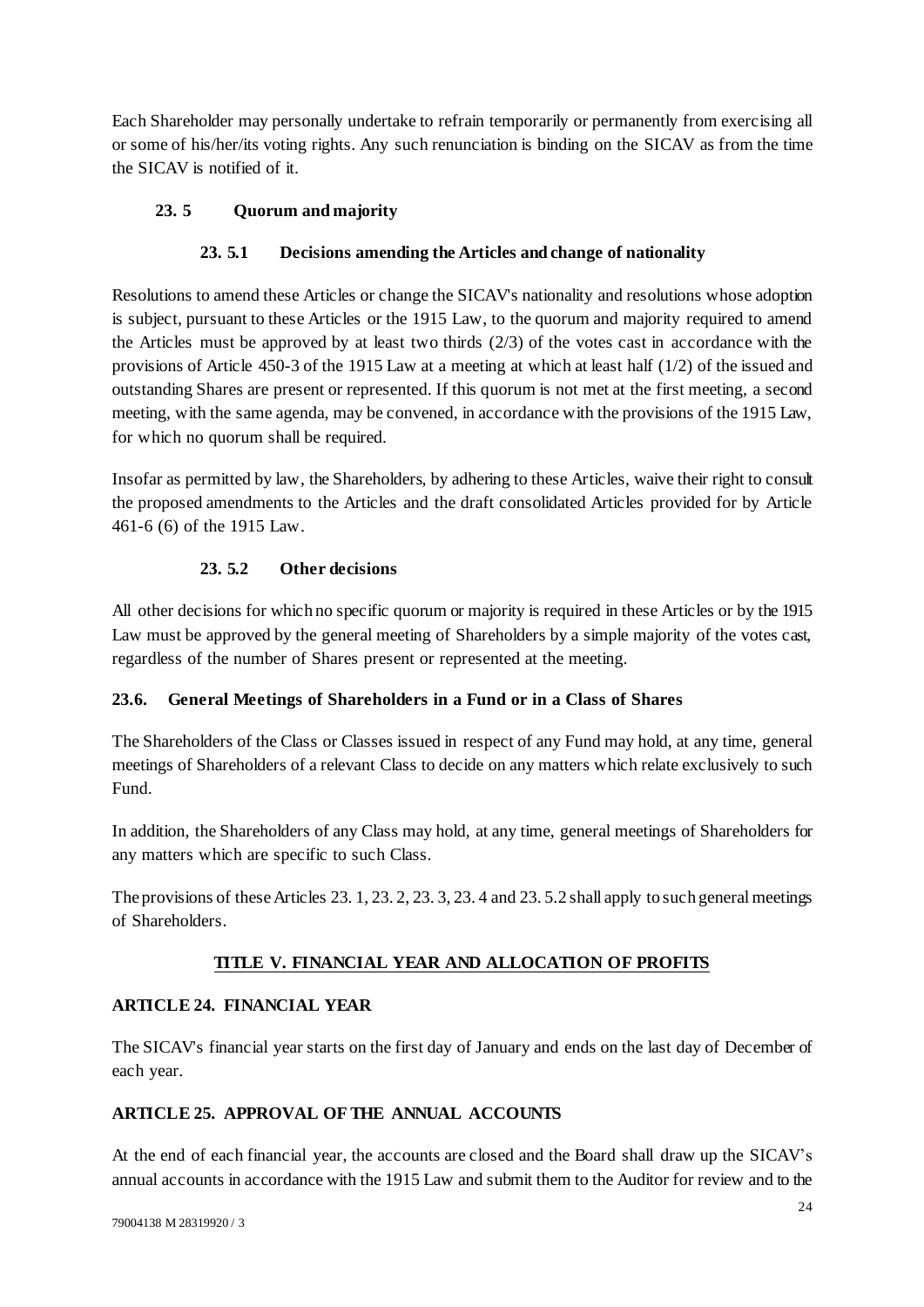Each Shareholder may personally undertake to refrain temporarily or permanently from exercising all or some of his/her/its voting rights. Any such renunciation is binding on the SICAV as from the time the SICAV is notified of it.

### 23. 5 Quorum and majority

#### 23. 5.1 Decisions amending the Articles and change of nationality

Resolutions to amend these Articles or change the SICAV's nationality and resolutions whose adoption is subject, pursuant to these Articles or the 1915 Law, to the quorum and majority required to amend the Articles must be approved by at least two thirds (2/3) of the votes cast in accordance with the provisions of Article 450-3 of the 1915 Law at a meeting at which at least half (1/2) of the issued and outstanding Shares are present or represented. If this quorum is not met at the first meeting, a second meeting, with the same agenda, may be convened, in accordance with the provisions of the 1915 Law, for which no quorum shall be required.

Insofar as permitted by law, the Shareholders, by adhering to these Articles, waive their right to consult the proposed amendments to the Articles and the draft consolidated Articles provided for by Article 461-6 (6) of the 1915 Law.

#### 23. 5.2 Other decisions

All other decisions for which no specific quorum or majority is required in these Articles or by the 1915 Law must be approved by the general meeting of Shareholders by a simple majority of the votes cast, regardless of the number of Shares present or represented at the meeting.

### 23.6. General Meetings of Shareholders in a Fund or in a Class of Shares

The Shareholders of the Class or Classes issued in respect of any Fund may hold, at any time, general meetings of Shareholders of a relevant Class to decide on any matters which relate exclusively to such Fund.

In addition, the Shareholders of any Class may hold, at any time, general meetings of Shareholders for any matters which are specific to such Class.

The provisions of these Articles 23. 1, 23. 2, 23. 3, 23. 4 and 23. 5.2 shall apply to such general meetings of Shareholders.

## TITLE V. FINANCIAL YEAR AND ALLOCATION OF PROFITS

### ARTICLE 24. FINANCIAL YEAR

The SICAV's financial year starts on the first day of January and ends on the last day of December of each year.

### ARTICLE 25. APPROVAL OF THE ANNUAL ACCOUNTS

At the end of each financial year, the accounts are closed and the Board shall draw up the SICAV's annual accounts in accordance with the 1915 Law and submit them to the Auditor for review and to the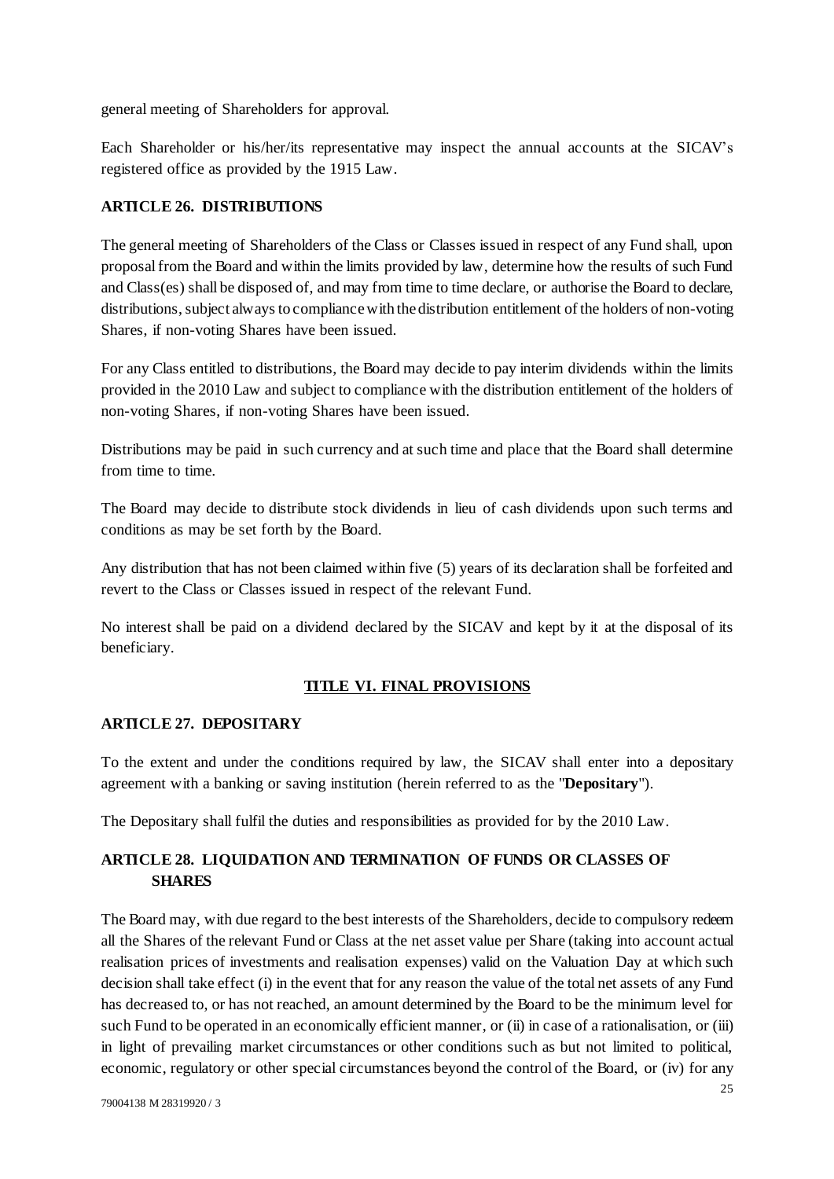general meeting of Shareholders for approval.

Each Shareholder or his/her/its representative may inspect the annual accounts at the SICAV's registered office as provided by the 1915 Law.

**ARTICLE 26. DISTRIBUTIONS**

The general meeting of Shareholders of the Class or Classes issued in respect of any Fund shall, upon proposal from the Board and within the limits provided by law, determine how the results of such Fund and Class(es) shall be disposed of, and may from time to time declare, or authorise the Board to declare, distributions, subject always to compliance with the distribution entitlement of the holders of non-voting Shares, if non-voting Shares have been issued.

For any Class entitled to distributions, the Board may decide to pay interim dividends within the limits provided in the 2010 Law and subject to compliance with the distribution entitlement of the holders of non-voting Shares, if non-voting Shares have been issued.

Distributions may be paid in such currency and at such time and place that the Board shall determine from time to time.

The Board may decide to distribute stock dividends in lieu of cash dividends upon such terms and conditions as may be set forth by the Board.

Any distribution that has not been claimed within five (5) years of its declaration shall be forfeited and revert to the Class or Classes issued in respect of the relevant Fund.

No interest shall be paid on a dividend declared by the SICAV and kept by it at the disposal of its beneficiary.

## TITLE VI. FINAL PROVISIONS

**ARTICLE 27. DEPOSITARY**

To the extent and under the conditions required by law, the SICAV shall enter into a depositary agreement with a banking or saving institution (herein referred to as the "**Depositary**").

The Depositary shall fulfil the duties and responsibilities as provided for by the 2010 Law.

**ARTICLE 28. LIQUIDATION AND TERMINATION OF FUNDS OR CLASSES OF SHARES**

The Board may, with due regard to the best interests of the Shareholders, decide to compulsory redeem all the Shares of the relevant Fund or Class at the net asset value per Share (taking into account actual realisation prices of investments and realisation expenses) valid on the Valuation Day at which such decision shall take effect (i) in the event that for any reason the value of the total net assets of any Fund has decreased to, or has not reached, an amount determined by the Board to be the minimum level for such Fund to be operated in an economically efficient manner, or (ii) in case of a rationalisation, or (iii) in light of prevailing market circumstances or other conditions such as but not limited to political, economic, regulatory or other special circumstances beyond the control of the Board, or (iv) for any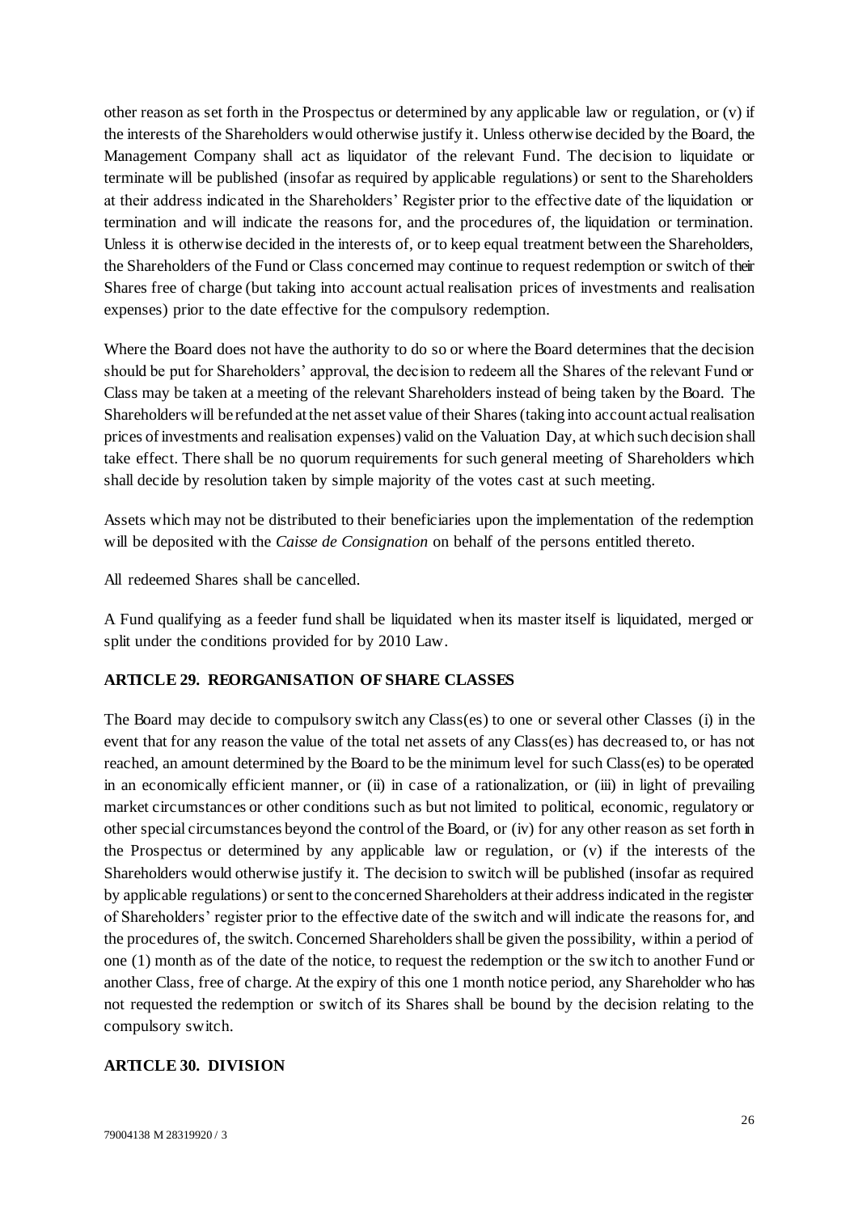other reason as set forth in the Prospectus or determined by any applicable law or regulation, or (v) if the interests of the Shareholders would otherwise justify it. Unless otherwise decided by the Board, the Management Company shall act as liquidator of the relevant Fund. The decision to liquidate or terminate will be published (insofar as required by applicable regulations) or sent to the Shareholders at their address indicated in the Shareholders' Register prior to the effective date of the liquidation or termination and will indicate the reasons for, and the procedures of, the liquidation or termination. Unless it is otherwise decided in the interests of, or to keep equal treatment between the Shareholders, the Shareholders of the Fund or Class concerned may continue to request redemption or switch of their Shares free of charge (but taking into account actual realisation prices of investments and realisation expenses) prior to the date effective for the compulsory redemption.

Where the Board does not have the authority to do so or where the Board determines that the decision should be put for Shareholders' approval, the decision to redeem all the Shares of the relevant Fund or Class may be taken at a meeting of the relevant Shareholders instead of being taken by the Board. The Shareholders will be refunded at the net asset value of their Shares (taking into account actual realisation prices of investments and realisation expenses) valid on the Valuation Day, at which such decision shall take effect. There shall be no quorum requirements for such general meeting of Shareholders which shall decide by resolution taken by simple majority of the votes cast at such meeting.

Assets which may not be distributed to their beneficiaries upon the implementation of the redemption will be deposited with the *Caisse de Consignation* on behalf of the persons entitled thereto.

All redeemed Shares shall be cancelled.

A Fund qualifying as a feeder fund shall be liquidated when its master itself is liquidated, merged or split under the conditions provided for by 2010 Law.

**ARTICLE 29. REORGANISATION OF SHARE CLASSES**

The Board may decide to compulsory switch any Class(es) to one or several other Classes (i) in the event that for any reason the value of the total net assets of any Class(es) has decreased to, or has not reached, an amount determined by the Board to be the minimum level for such Class(es) to be operated in an economically efficient manner, or (ii) in case of a rationalization, or (iii) in light of prevailing market circumstances or other conditions such as but not limited to political, economic, regulatory or other special circumstances beyond the control of the Board, or (iv) for any other reason as set forth in the Prospectus or determined by any applicable law or regulation, or (v) if the interests of the Shareholders would otherwise justify it. The decision to switch will be published (insofar as required by applicable regulations) or sent to the concerned Shareholders at their address indicated in the register of Shareholders' register prior to the effective date of the switch and will indicate the reasons for, and the procedures of, the switch. Concerned Shareholders shall be given the possibility, within a period of one (1) month as of the date of the notice, to request the redemption or the switch to another Fund or another Class, free of charge. At the expiry of this one 1 month notice period, any Shareholder who has not requested the redemption or switch of its Shares shall be bound by the decision relating to the compulsory switch.

**ARTICLE 30. DIVISION**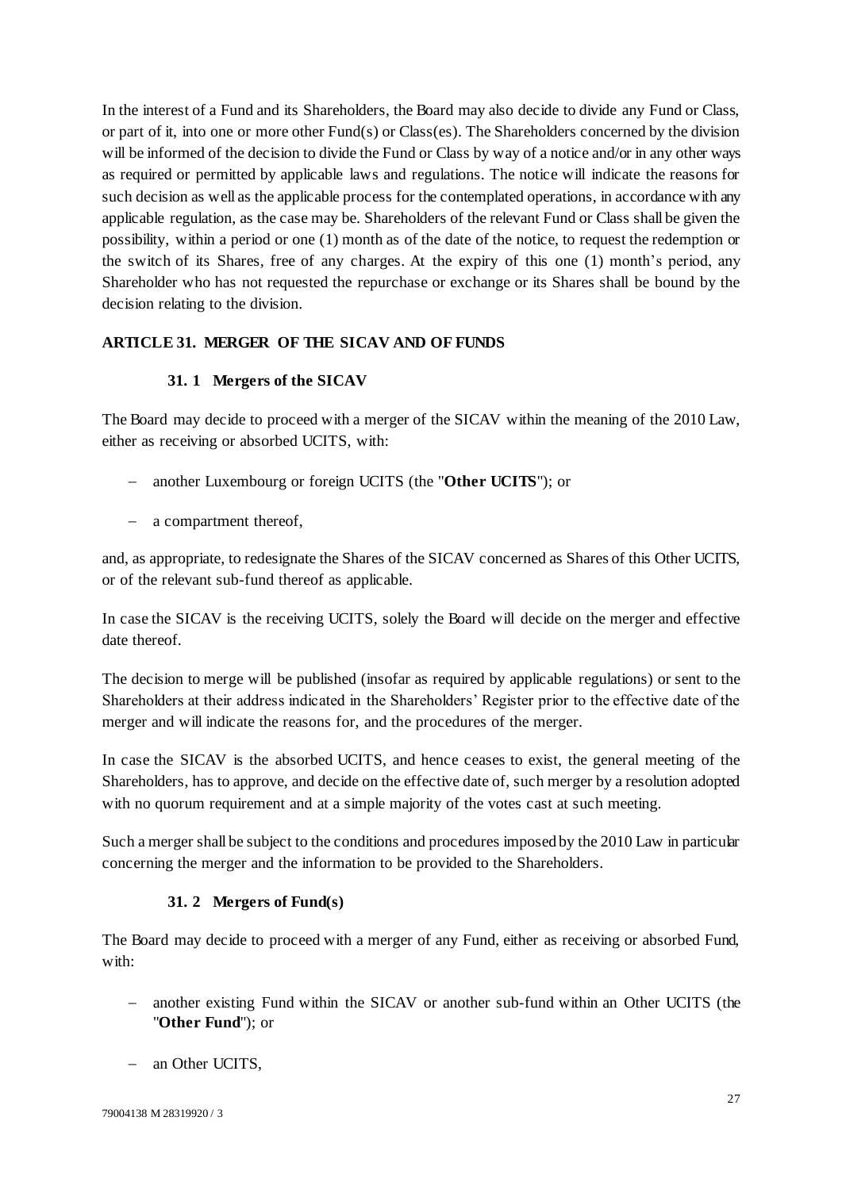In the interest of a Fund and its Shareholders, the Board may also decide to divide any Fund or Class, or part of it, into one or more other Fund(s) or Class(es). The Shareholders concerned by the division will be informed of the decision to divide the Fund or Class by way of a notice and/or in any other ways as required or permitted by applicable laws and regulations. The notice will indicate the reasons for such decision as well as the applicable process for the contemplated operations, in accordance with any applicable regulation, as the case may be. Shareholders of the relevant Fund or Class shall be given the possibility, within a period or one (1) month as of the date of the notice, to request the redemption or the switch of its Shares, free of any charges. At the expiry of this one (1) month's period, any Shareholder who has not requested the repurchase or exchange or its Shares shall be bound by the decision relating to the division.

## ARTICLE 31. MERGER OF THE SICAV AND OF FUNDS

### 31. 1 Mergers of the SICAV

The Board may decide to proceed with a merger of the SICAV within the meaning of the 2010 Law, either as receiving or absorbed UCITS, with:

- another Luxembourg or foreign UCITS (the "**Other UCITS**"); or
- a compartment thereof,

and, as appropriate, to redesignate the Shares of the SICAV concerned as Shares of this Other UCITS, or of the relevant sub-fund thereof as applicable.

In case the SICAV is the receiving UCITS, solely the Board will decide on the merger and effective date thereof.

The decision to merge will be published (insofar as required by applicable regulations) or sent to the Shareholders at their address indicated in the Shareholders' Register prior to the effective date of the merger and will indicate the reasons for, and the procedures of the merger.

In case the SICAV is the absorbed UCITS, and hence ceases to exist, the general meeting of the Shareholders, has to approve, and decide on the effective date of, such merger by a resolution adopted with no quorum requirement and at a simple majority of the votes cast at such meeting.

Such a merger shall be subject to the conditions and procedures imposed by the 2010 Law in particular concerning the merger and the information to be provided to the Shareholders.

### 31. 2 Mergers of Fund(s)

The Board may decide to proceed with a merger of any Fund, either as receiving or absorbed Fund, with:

- another existing Fund within the SICAV or another sub-fund within an Other UCITS (the "**Other Fund**"); or
- an Other UCITS,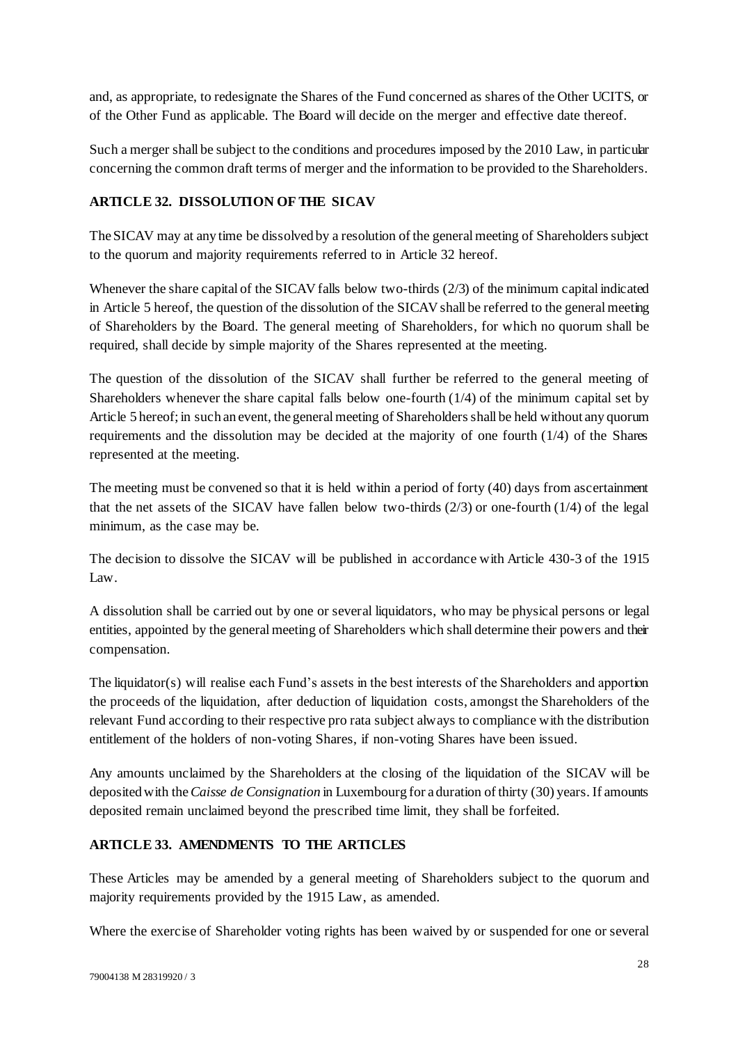and, as appropriate, to redesignate the Shares of the Fund concerned as shares of the Other UCITS, or of the Other Fund as applicable. The Board will decide on the merger and effective date thereof.

Such a merger shall be subject to the conditions and procedures imposed by the 2010 Law, in particular concerning the common draft terms of merger and the information to be provided to the Shareholders.

## ARTICLE 32. DISSOLUTION OF THE SICAV

The SICAV may at any time be dissolved by a resolution of the general meeting of Shareholders subject to the quorum and majority requirements referred to in Article 32 hereof.

Whenever the share capital of the SICAV falls below two-thirds (2/3) of the minimum capital indicated in Article 5 hereof, the question of the dissolution of the SICAV shall be referred to the general meeting of Shareholders by the Board. The general meeting of Shareholders, for which no quorum shall be required, shall decide by simple majority of the Shares represented at the meeting.

The question of the dissolution of the SICAV shall further be referred to the general meeting of Shareholders whenever the share capital falls below one-fourth (1/4) of the minimum capital set by Article 5 hereof; in such an event, the general meeting of Shareholders shall be held without any quorum requirements and the dissolution may be decided at the majority of one fourth (1/4) of the Shares represented at the meeting.

The meeting must be convened so that it is held within a period of forty (40) days from ascertainment that the net assets of the SICAV have fallen below two-thirds (2/3) or one-fourth (1/4) of the legal minimum, as the case may be.

The decision to dissolve the SICAV will be published in accordance with Article 430-3 of the 1915 Law.

A dissolution shall be carried out by one or several liquidators, who may be physical persons or legal entities, appointed by the general meeting of Shareholders which shall determine their powers and their compensation.

The liquidator(s) will realise each Fund's assets in the best interests of the Shareholders and apportion the proceeds of the liquidation, after deduction of liquidation costs, amongst the Shareholders of the relevant Fund according to their respective pro rata subject always to compliance with the distribution entitlement of the holders of non-voting Shares, if non-voting Shares have been issued.

Any amounts unclaimed by the Shareholders at the closing of the liquidation of the SICAV will be deposited with the *Caisse de Consignation* in Luxembourg for a duration of thirty (30) years. If amounts deposited remain unclaimed beyond the prescribed time limit, they shall be forfeited.

## ARTICLE 33. AMENDMENTS TO THE ARTICLES

These Articles may be amended by a general meeting of Shareholders subject to the quorum and majority requirements provided by the 1915 Law, as amended.

Where the exercise of Shareholder voting rights has been waived by or suspended for one or several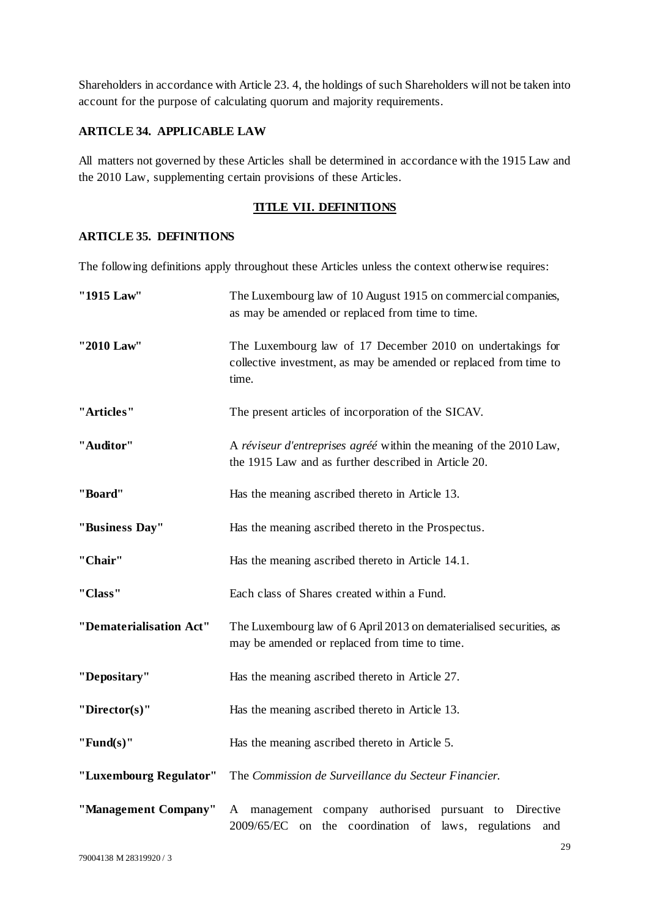Shareholders in accordance with Article 23. 4, the holdings of such Shareholders will not be taken into account for the purpose of calculating quorum and majority requirements.

### ARTICLE 34. APPLICABLE LAW

All matters not governed by these Articles shall be determined in accordance with the 1915 Law and the 2010 Law, supplementing certain provisions of these Articles.

## TITLE VII. DEFINITIONS

### ARTICLE 35. DEFINITIONS

The following definitions apply throughout these Articles unless the context otherwise requires:

| | |
|---|---|
| **"1915 Law"** | The Luxembourg law of 10 August 1915 on commercial companies, as may be amended or replaced from time to time. |
| **"2010 Law"** | The Luxembourg law of 17 December 2010 on undertakings for collective investment, as may be amended or replaced from time to time. |
| **"Articles"** | The present articles of incorporation of the SICAV. |
| **"Auditor"** | A *réviseur d'entreprises agréé* within the meaning of the 2010 Law, the 1915 Law and as further described in Article 20. |
| **"Board"** | Has the meaning ascribed thereto in Article 13. |
| **"Business Day"** | Has the meaning ascribed thereto in the Prospectus. |
| **"Chair"** | Has the meaning ascribed thereto in Article 14.1. |
| **"Class"** | Each class of Shares created within a Fund. |
| **"Dematerialisation Act"** | The Luxembourg law of 6 April 2013 on dematerialised securities, as may be amended or replaced from time to time. |
| **"Depositary"** | Has the meaning ascribed thereto in Article 27. |
| **"Director(s)"** | Has the meaning ascribed thereto in Article 13. |
| **"Fund(s)"** | Has the meaning ascribed thereto in Article 5. |
| **"Luxembourg Regulator"** | The *Commission de Surveillance du Secteur Financier.* |
| **"Management Company"** | A management company authorised pursuant to Directive 2009/65/EC on the coordination of laws, regulations and |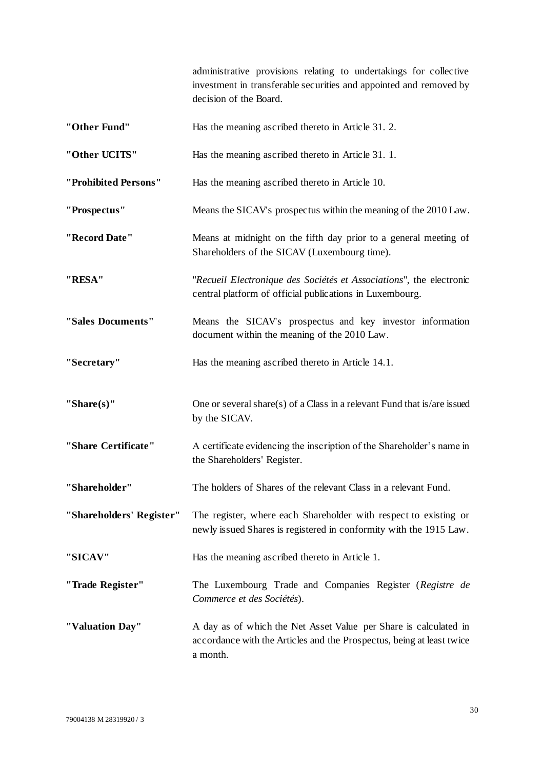administrative provisions relating to undertakings for collective investment in transferable securities and appointed and removed by decision of the Board.

| | |
|---|---|
| **"Other Fund"** | Has the meaning ascribed thereto in Article 31. 2. |
| **"Other UCITS"** | Has the meaning ascribed thereto in Article 31. 1. |
| **"Prohibited Persons"** | Has the meaning ascribed thereto in Article 10. |
| **"Prospectus"** | Means the SICAV's prospectus within the meaning of the 2010 Law. |
| **"Record Date"** | Means at midnight on the fifth day prior to a general meeting of Shareholders of the SICAV (Luxembourg time). |
| **"RESA"** | "*Recueil Electronique des Sociétés et Associations*", the electronic central platform of official publications in Luxembourg. |
| **"Sales Documents"** | Means the SICAV's prospectus and key investor information document within the meaning of the 2010 Law. |
| **"Secretary"** | Has the meaning ascribed thereto in Article 14.1. |
| **"Share(s)"** | One or several share(s) of a Class in a relevant Fund that is/are issued by the SICAV. |
| **"Share Certificate"** | A certificate evidencing the inscription of the Shareholder's name in the Shareholders' Register. |
| **"Shareholder"** | The holders of Shares of the relevant Class in a relevant Fund. |
| **"Shareholders' Register"** | The register, where each Shareholder with respect to existing or newly issued Shares is registered in conformity with the 1915 Law. |
| **"SICAV"** | Has the meaning ascribed thereto in Article 1. |
| **"Trade Register"** | The Luxembourg Trade and Companies Register (*Registre de Commerce et des Sociétés*). |
| **"Valuation Day"** | A day as of which the Net Asset Value per Share is calculated in accordance with the Articles and the Prospectus, being at least twice a month. |

79004138 M 28319920 / 3